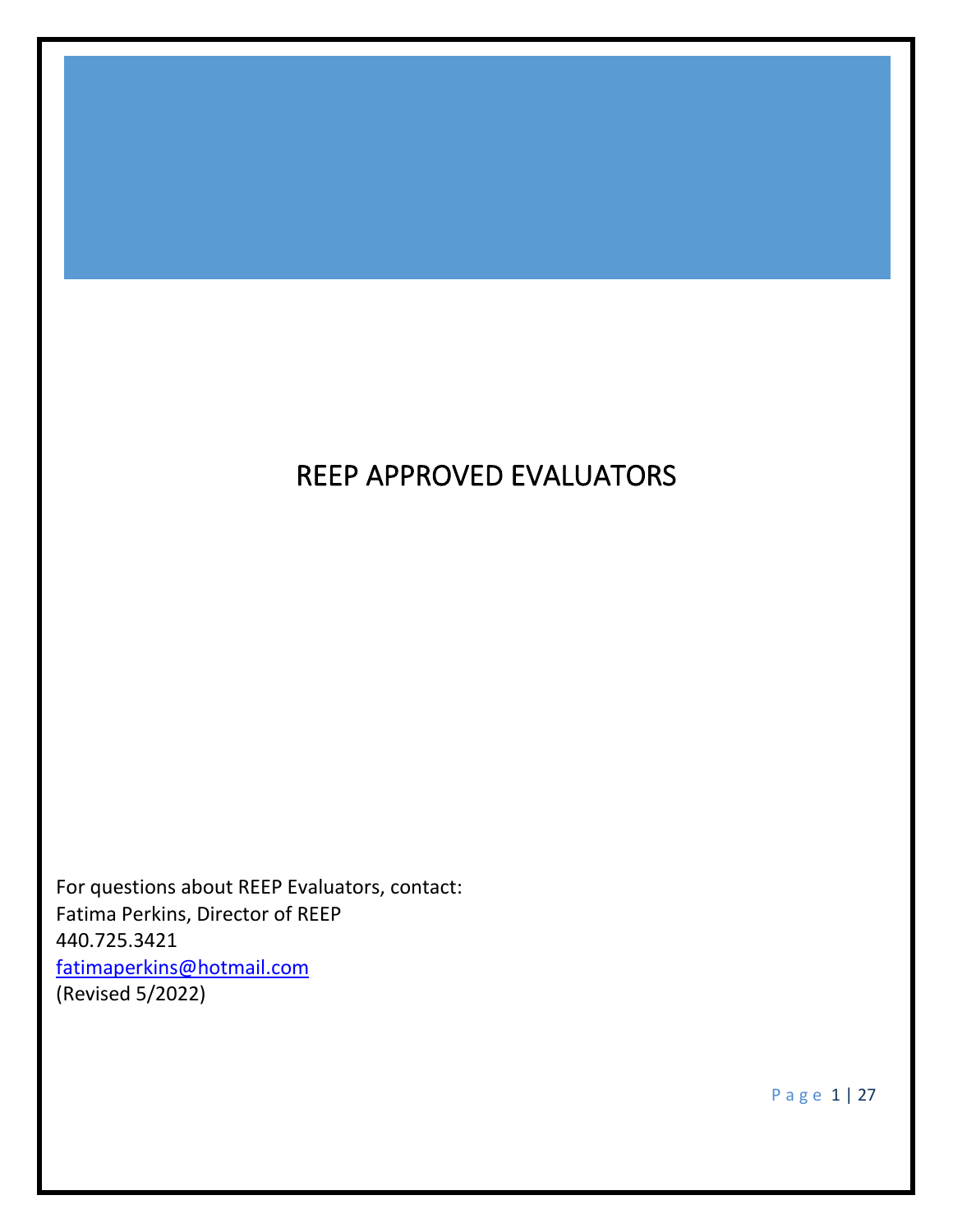# REEP APPROVED EVALUATORS

For questions about REEP Evaluators, contact:
Fatima Perkins, Director of REEP
440.725.3421
fatimaperkins@hotmail.com
(Revised 5/2022)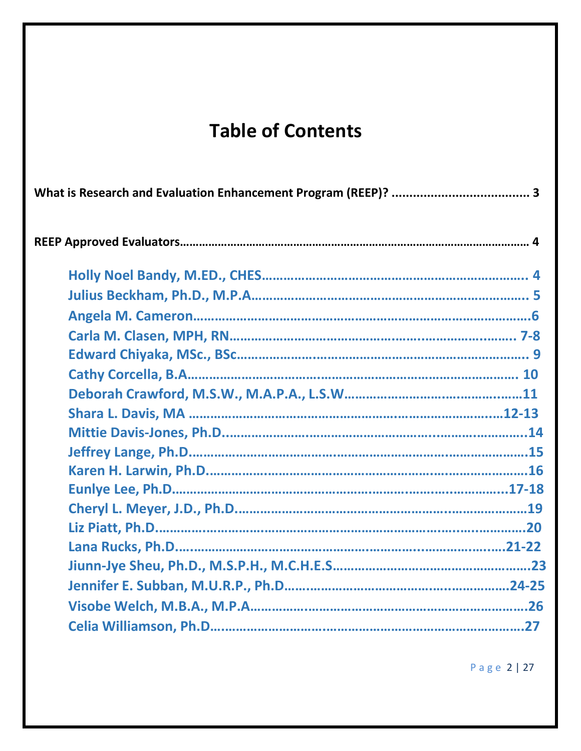# Table of Contents

**What is Research and Evaluation Enhancement Program (REEP)? ...................................... 3**

**REEP Approved Evaluators………………………………………………………………………………………… 4**

- **Holly Noel Bandy, M.ED., CHES………………………………………………………………. 4**
- **Julius Beckham, Ph.D., M.P.A………………………………………………………………….. 5**
- **Angela M. Cameron…………………………………………………………………………………6**
- **Carla M. Clasen, MPH, RN……………………………………………………………………… 7-8**
- **Edward Chiyaka, MSc., BSc………………………………………………………………………. 9**
- **Cathy Corcella, B.A……………………………………………………………………………… 10**
- **Deborah Crawford, M.S.W., M.A.P.A., L.S.W……………………………………………11**
- **Shara L. Davis, MA ………………………………………………………………………….12-13**
- **Mittie Davis-Jones, Ph.D……………………………………………………………………….14**
- **Jeffrey Lange, Ph.D……………………………………………………………………………….15**
- **Karen H. Larwin, Ph.D…………………………………………………………………………….16**
- **Eunlye Lee, Ph.D…………………………………………………………………………….17-18**
- **Cheryl L. Meyer, J.D., Ph.D…………………………………………………………………….19**
- **Liz Piatt, Ph.D……………………………………………………………………………………..20**
- **Lana Rucks, Ph.D……………………………………………………………………………21-22**
- **Jiunn-Jye Sheu, Ph.D., M.S.P.H., M.C.H.E.S………………………………………………23**
- **Jennifer E. Subban, M.U.R.P., Ph.D……………………………………………………24-25**
- **Visobe Welch, M.B.A., M.P.A…………………………………………………………………….26**
- **Celia Williamson, Ph.D……………………………………………………………………………27**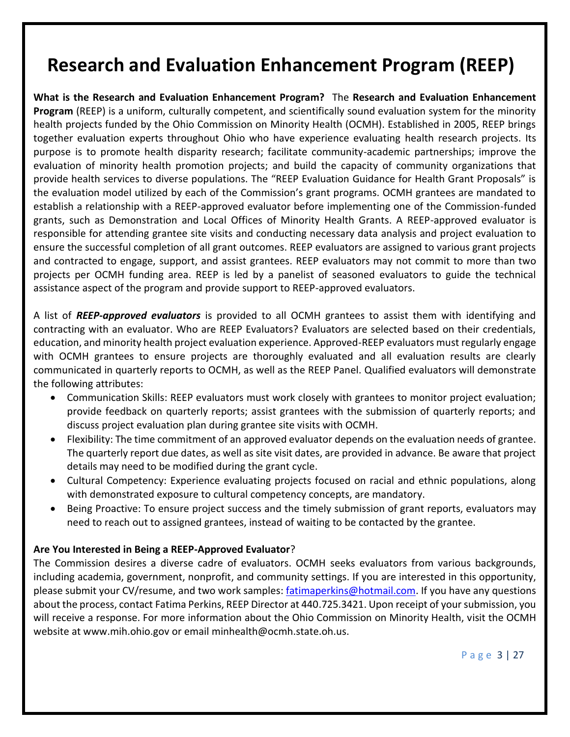# Research and Evaluation Enhancement Program (REEP)

**What is the Research and Evaluation Enhancement Program?** The **Research and Evaluation Enhancement Program** (REEP) is a uniform, culturally competent, and scientifically sound evaluation system for the minority health projects funded by the Ohio Commission on Minority Health (OCMH). Established in 2005, REEP brings together evaluation experts throughout Ohio who have experience evaluating health research projects. Its purpose is to promote health disparity research; facilitate community-academic partnerships; improve the evaluation of minority health promotion projects; and build the capacity of community organizations that provide health services to diverse populations. The "REEP Evaluation Guidance for Health Grant Proposals" is the evaluation model utilized by each of the Commission's grant programs. OCMH grantees are mandated to establish a relationship with a REEP-approved evaluator before implementing one of the Commission-funded grants, such as Demonstration and Local Offices of Minority Health Grants. A REEP-approved evaluator is responsible for attending grantee site visits and conducting necessary data analysis and project evaluation to ensure the successful completion of all grant outcomes. REEP evaluators are assigned to various grant projects and contracted to engage, support, and assist grantees. REEP evaluators may not commit to more than two projects per OCMH funding area. REEP is led by a panelist of seasoned evaluators to guide the technical assistance aspect of the program and provide support to REEP-approved evaluators.

A list of ***REEP-approved evaluators*** is provided to all OCMH grantees to assist them with identifying and contracting with an evaluator. Who are REEP Evaluators? Evaluators are selected based on their credentials, education, and minority health project evaluation experience. Approved-REEP evaluators must regularly engage with OCMH grantees to ensure projects are thoroughly evaluated and all evaluation results are clearly communicated in quarterly reports to OCMH, as well as the REEP Panel. Qualified evaluators will demonstrate the following attributes:

- Communication Skills: REEP evaluators must work closely with grantees to monitor project evaluation; provide feedback on quarterly reports; assist grantees with the submission of quarterly reports; and discuss project evaluation plan during grantee site visits with OCMH.
- Flexibility: The time commitment of an approved evaluator depends on the evaluation needs of grantee. The quarterly report due dates, as well as site visit dates, are provided in advance. Be aware that project details may need to be modified during the grant cycle.
- Cultural Competency: Experience evaluating projects focused on racial and ethnic populations, along with demonstrated exposure to cultural competency concepts, are mandatory.
- Being Proactive: To ensure project success and the timely submission of grant reports, evaluators may need to reach out to assigned grantees, instead of waiting to be contacted by the grantee.

**Are You Interested in Being a REEP-Approved Evaluator**?

The Commission desires a diverse cadre of evaluators. OCMH seeks evaluators from various backgrounds, including academia, government, nonprofit, and community settings. If you are interested in this opportunity, please submit your CV/resume, and two work samples: fatimaperkins@hotmail.com. If you have any questions about the process, contact Fatima Perkins, REEP Director at 440.725.3421. Upon receipt of your submission, you will receive a response. For more information about the Ohio Commission on Minority Health, visit the OCMH website at www.mih.ohio.gov or email minhealth@ocmh.state.oh.us.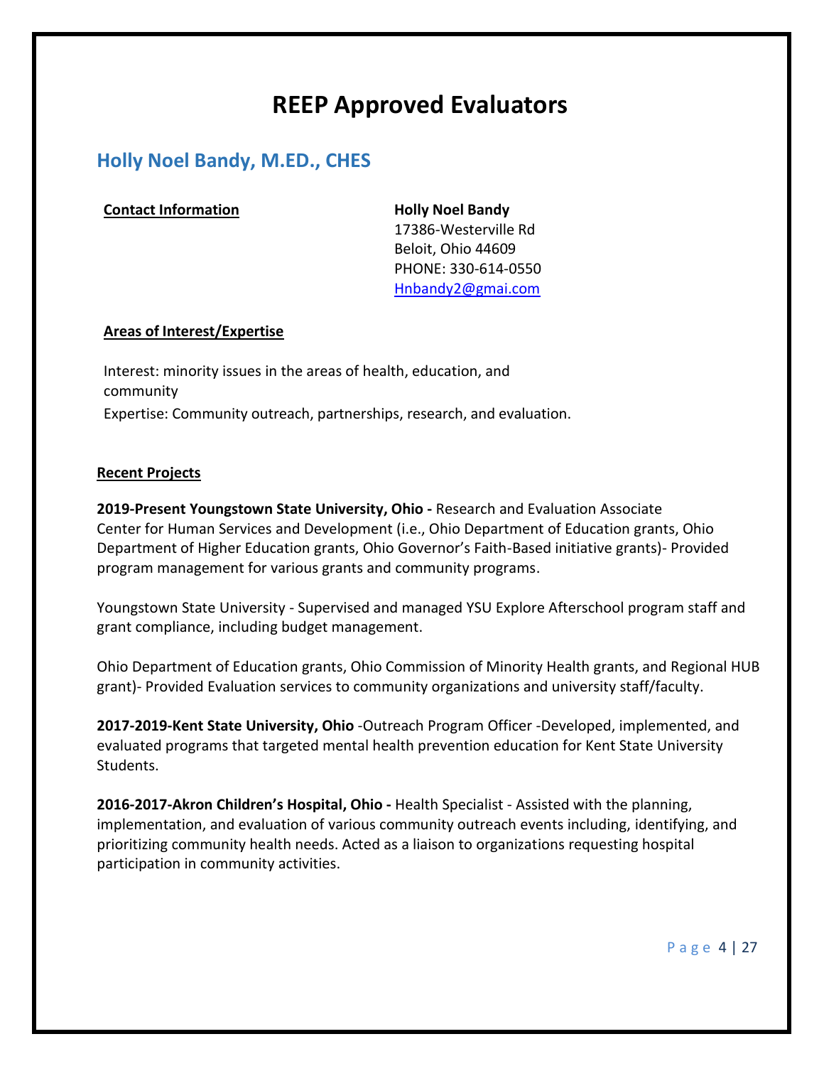# REEP Approved Evaluators

## Holly Noel Bandy, M.ED., CHES

**Contact Information**

**Holly Noel Bandy**
17386-Westerville Rd
Beloit, Ohio 44609
PHONE: 330-614-0550
Hnbandy2@gmai.com

**Areas of Interest/Expertise**

Interest: minority issues in the areas of health, education, and community

Expertise: Community outreach, partnerships, research, and evaluation.

**Recent Projects**

**2019-Present Youngstown State University, Ohio -** Research and Evaluation Associate Center for Human Services and Development (i.e., Ohio Department of Education grants, Ohio Department of Higher Education grants, Ohio Governor's Faith-Based initiative grants)- Provided program management for various grants and community programs.

Youngstown State University - Supervised and managed YSU Explore Afterschool program staff and grant compliance, including budget management.

Ohio Department of Education grants, Ohio Commission of Minority Health grants, and Regional HUB grant)- Provided Evaluation services to community organizations and university staff/faculty.

**2017-2019-Kent State University, Ohio** -Outreach Program Officer -Developed, implemented, and evaluated programs that targeted mental health prevention education for Kent State University Students.

**2016-2017-Akron Children's Hospital, Ohio -** Health Specialist - Assisted with the planning, implementation, and evaluation of various community outreach events including, identifying, and prioritizing community health needs. Acted as a liaison to organizations requesting hospital participation in community activities.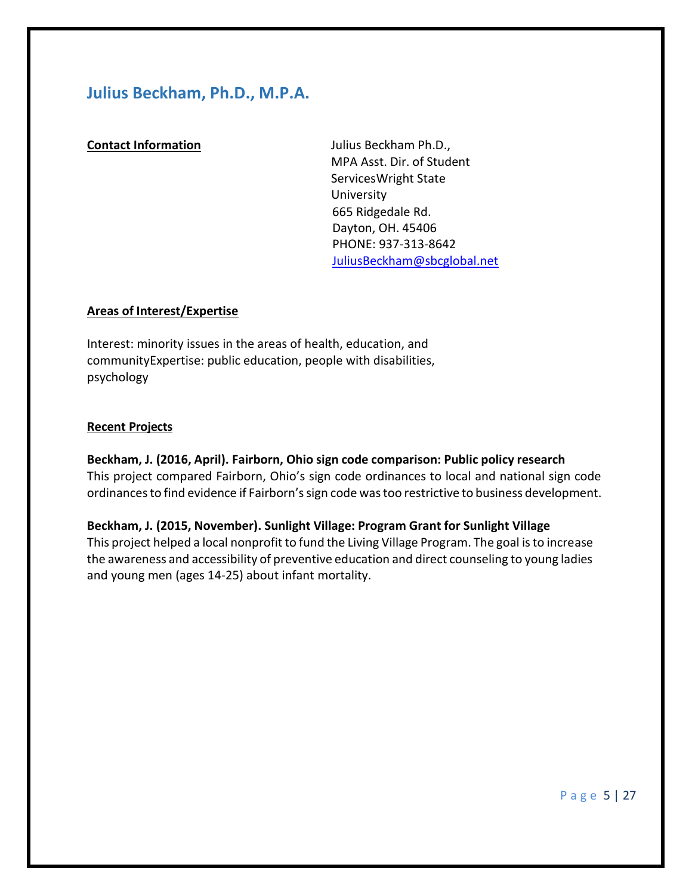## Julius Beckham, Ph.D., M.P.A.

**Contact Information**

Julius Beckham Ph.D.,
MPA Asst. Dir. of Student ServicesWright State University
665 Ridgedale Rd.
Dayton, OH. 45406
PHONE: 937-313-8642
JuliusBeckham@sbcglobal.net

**Areas of Interest/Expertise**

Interest: minority issues in the areas of health, education, and communityExpertise: public education, people with disabilities, psychology

**Recent Projects**

**Beckham, J. (2016, April). Fairborn, Ohio sign code comparison: Public policy research**
This project compared Fairborn, Ohio's sign code ordinances to local and national sign code ordinances to find evidence if Fairborn's sign code was too restrictive to business development.

**Beckham, J. (2015, November). Sunlight Village: Program Grant for Sunlight Village**
This project helped a local nonprofit to fund the Living Village Program. The goal is to increase the awareness and accessibility of preventive education and direct counseling to young ladies and young men (ages 14-25) about infant mortality.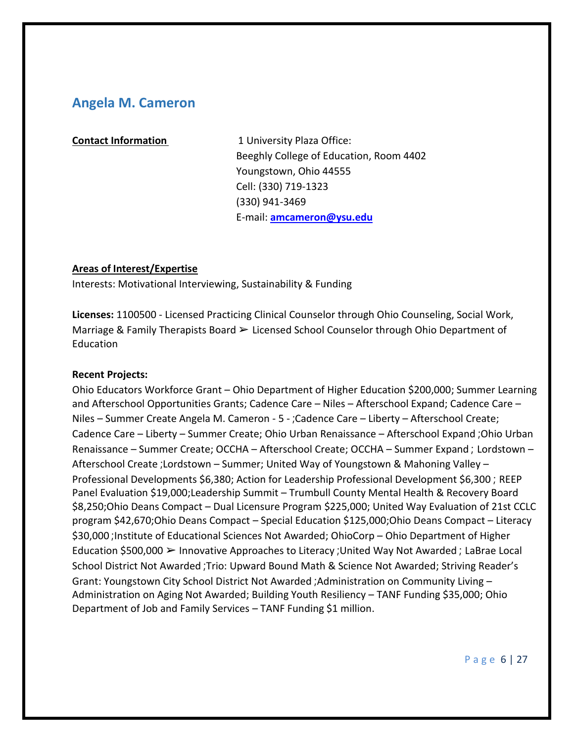## Angela M. Cameron

**Contact Information**

1 University Plaza Office:
Beeghly College of Education, Room 4402
Youngstown, Ohio 44555
Cell: (330) 719-1323
(330) 941-3469
E-mail: **amcameron@ysu.edu**

**Areas of Interest/Expertise**

Interests: Motivational Interviewing, Sustainability & Funding

**Licenses:** 1100500 - Licensed Practicing Clinical Counselor through Ohio Counseling, Social Work, Marriage & Family Therapists Board ➢ Licensed School Counselor through Ohio Department of Education

**Recent Projects:**

Ohio Educators Workforce Grant – Ohio Department of Higher Education $200,000; Summer Learning and Afterschool Opportunities Grants; Cadence Care – Niles – Afterschool Expand; Cadence Care – Niles – Summer Create Angela M. Cameron - 5 - ;Cadence Care – Liberty – Afterschool Create; Cadence Care – Liberty – Summer Create; Ohio Urban Renaissance – Afterschool Expand ;Ohio Urban Renaissance – Summer Create; OCCHA – Afterschool Create; OCCHA – Summer Expand ; Lordstown – Afterschool Create ;Lordstown – Summer; United Way of Youngstown & Mahoning Valley – Professional Developments $6,380; Action for Leadership Professional Development $6,300 ; REEP Panel Evaluation $19,000;Leadership Summit – Trumbull County Mental Health & Recovery Board $8,250;Ohio Deans Compact – Dual Licensure Program $225,000; United Way Evaluation of 21st CCLC program $42,670;Ohio Deans Compact – Special Education $125,000;Ohio Deans Compact – Literacy $30,000 ;Institute of Educational Sciences Not Awarded; OhioCorp – Ohio Department of Higher Education $500,000 ➢ Innovative Approaches to Literacy ;United Way Not Awarded ; LaBrae Local School District Not Awarded ;Trio: Upward Bound Math & Science Not Awarded; Striving Reader's Grant: Youngstown City School District Not Awarded ;Administration on Community Living – Administration on Aging Not Awarded; Building Youth Resiliency – TANF Funding $35,000; Ohio Department of Job and Family Services – TANF Funding $1 million.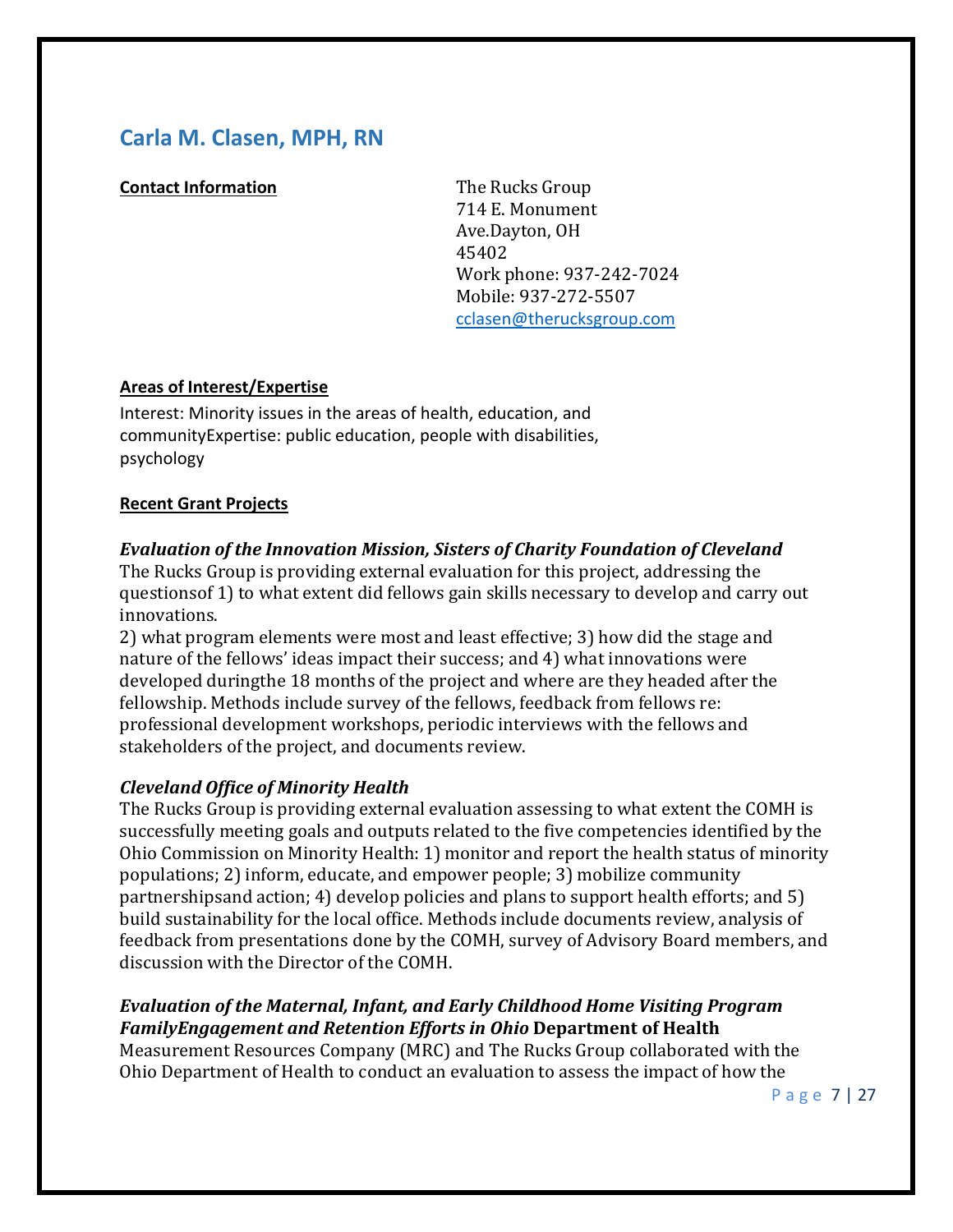## Carla M. Clasen, MPH, RN

**Contact Information**

The Rucks Group
714 E. Monument Ave.Dayton, OH 45402
Work phone: 937-242-7024
Mobile: 937-272-5507
cclasen@therucksgroup.com

**Areas of Interest/Expertise**

Interest: Minority issues in the areas of health, education, and communityExpertise: public education, people with disabilities, psychology

**Recent Grant Projects**

***Evaluation of the Innovation Mission, Sisters of Charity Foundation of Cleveland***

The Rucks Group is providing external evaluation for this project, addressing the questionsof 1) to what extent did fellows gain skills necessary to develop and carry out innovations.
2) what program elements were most and least effective; 3) how did the stage and nature of the fellows' ideas impact their success; and 4) what innovations were developed duringthe 18 months of the project and where are they headed after the fellowship. Methods include survey of the fellows, feedback from fellows re: professional development workshops, periodic interviews with the fellows and stakeholders of the project, and documents review.

***Cleveland Office of Minority Health***

The Rucks Group is providing external evaluation assessing to what extent the COMH is successfully meeting goals and outputs related to the five competencies identified by the Ohio Commission on Minority Health: 1) monitor and report the health status of minority populations; 2) inform, educate, and empower people; 3) mobilize community partnershipsand action; 4) develop policies and plans to support health efforts; and 5) build sustainability for the local office. Methods include documents review, analysis of feedback from presentations done by the COMH, survey of Advisory Board members, and discussion with the Director of the COMH.

***Evaluation of the Maternal, Infant, and Early Childhood Home Visiting Program FamilyEngagement and Retention Efforts in Ohio* Department of Health**

Measurement Resources Company (MRC) and The Rucks Group collaborated with the Ohio Department of Health to conduct an evaluation to assess the impact of how the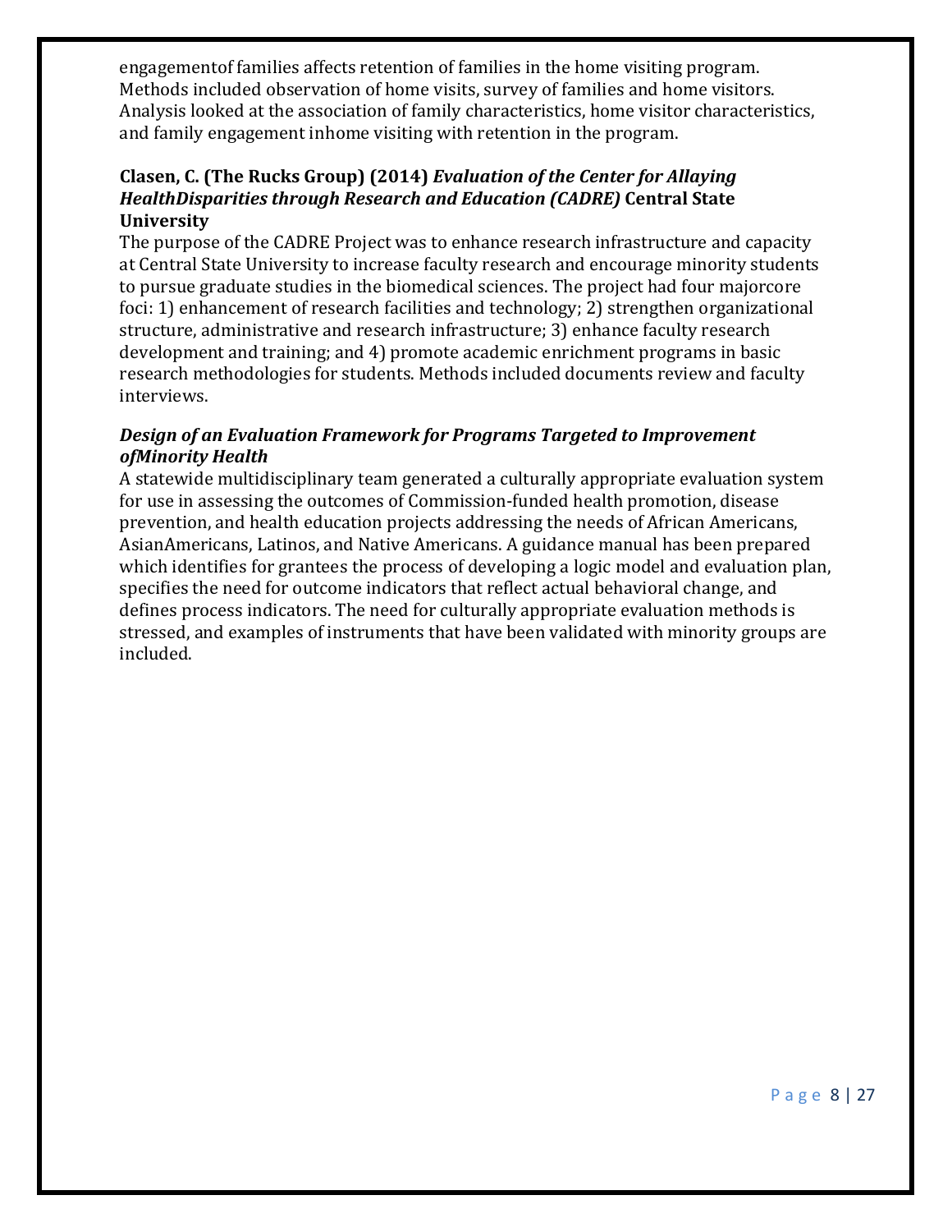engagementof families affects retention of families in the home visiting program. Methods included observation of home visits, survey of families and home visitors. Analysis looked at the association of family characteristics, home visitor characteristics, and family engagement inhome visiting with retention in the program.

**Clasen, C. (The Rucks Group) (2014)** ***Evaluation of the Center for Allaying HealthDisparities through Research and Education (CADRE)*** **Central State University**

The purpose of the CADRE Project was to enhance research infrastructure and capacity at Central State University to increase faculty research and encourage minority students to pursue graduate studies in the biomedical sciences. The project had four majorcore foci: 1) enhancement of research facilities and technology; 2) strengthen organizational structure, administrative and research infrastructure; 3) enhance faculty research development and training; and 4) promote academic enrichment programs in basic research methodologies for students. Methods included documents review and faculty interviews.

***Design of an Evaluation Framework for Programs Targeted to Improvement ofMinority Health***

A statewide multidisciplinary team generated a culturally appropriate evaluation system for use in assessing the outcomes of Commission-funded health promotion, disease prevention, and health education projects addressing the needs of African Americans, AsianAmericans, Latinos, and Native Americans. A guidance manual has been prepared which identifies for grantees the process of developing a logic model and evaluation plan, specifies the need for outcome indicators that reflect actual behavioral change, and defines process indicators. The need for culturally appropriate evaluation methods is stressed, and examples of instruments that have been validated with minority groups are included.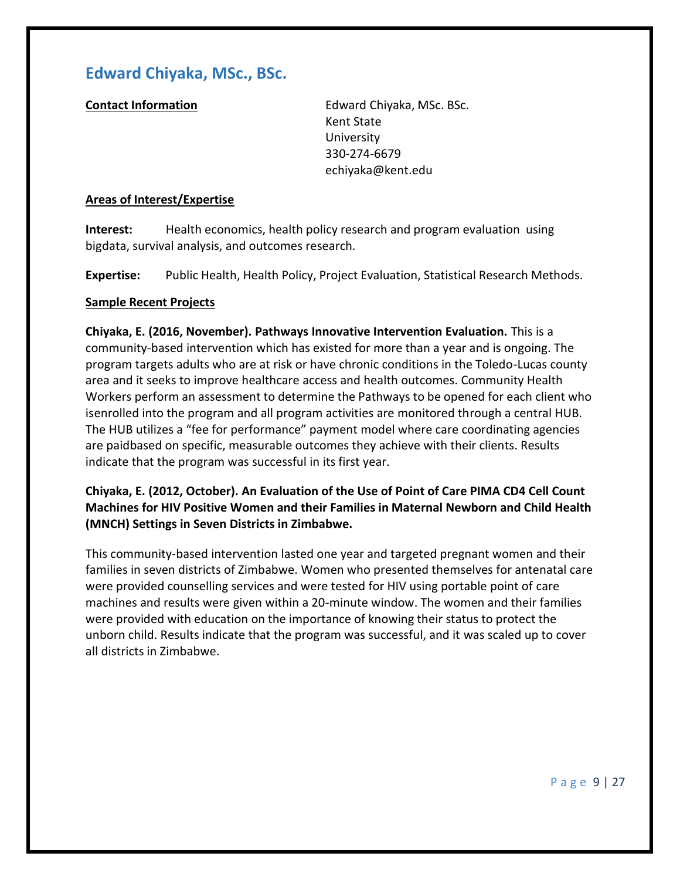## Edward Chiyaka, MSc., BSc.

**Contact Information**

Edward Chiyaka, MSc. BSc.
Kent State
University
330-274-6679
echiyaka@kent.edu

**Areas of Interest/Expertise**

**Interest:** Health economics, health policy research and program evaluation using bigdata, survival analysis, and outcomes research.

**Expertise:** Public Health, Health Policy, Project Evaluation, Statistical Research Methods.

**Sample Recent Projects**

**Chiyaka, E. (2016, November). Pathways Innovative Intervention Evaluation.** This is a community-based intervention which has existed for more than a year and is ongoing. The program targets adults who are at risk or have chronic conditions in the Toledo-Lucas county area and it seeks to improve healthcare access and health outcomes. Community Health Workers perform an assessment to determine the Pathways to be opened for each client who isenrolled into the program and all program activities are monitored through a central HUB. The HUB utilizes a "fee for performance" payment model where care coordinating agencies are paidbased on specific, measurable outcomes they achieve with their clients. Results indicate that the program was successful in its first year.

**Chiyaka, E. (2012, October). An Evaluation of the Use of Point of Care PIMA CD4 Cell Count Machines for HIV Positive Women and their Families in Maternal Newborn and Child Health (MNCH) Settings in Seven Districts in Zimbabwe.**

This community-based intervention lasted one year and targeted pregnant women and their families in seven districts of Zimbabwe. Women who presented themselves for antenatal care were provided counselling services and were tested for HIV using portable point of care machines and results were given within a 20-minute window. The women and their families were provided with education on the importance of knowing their status to protect the unborn child. Results indicate that the program was successful, and it was scaled up to cover all districts in Zimbabwe.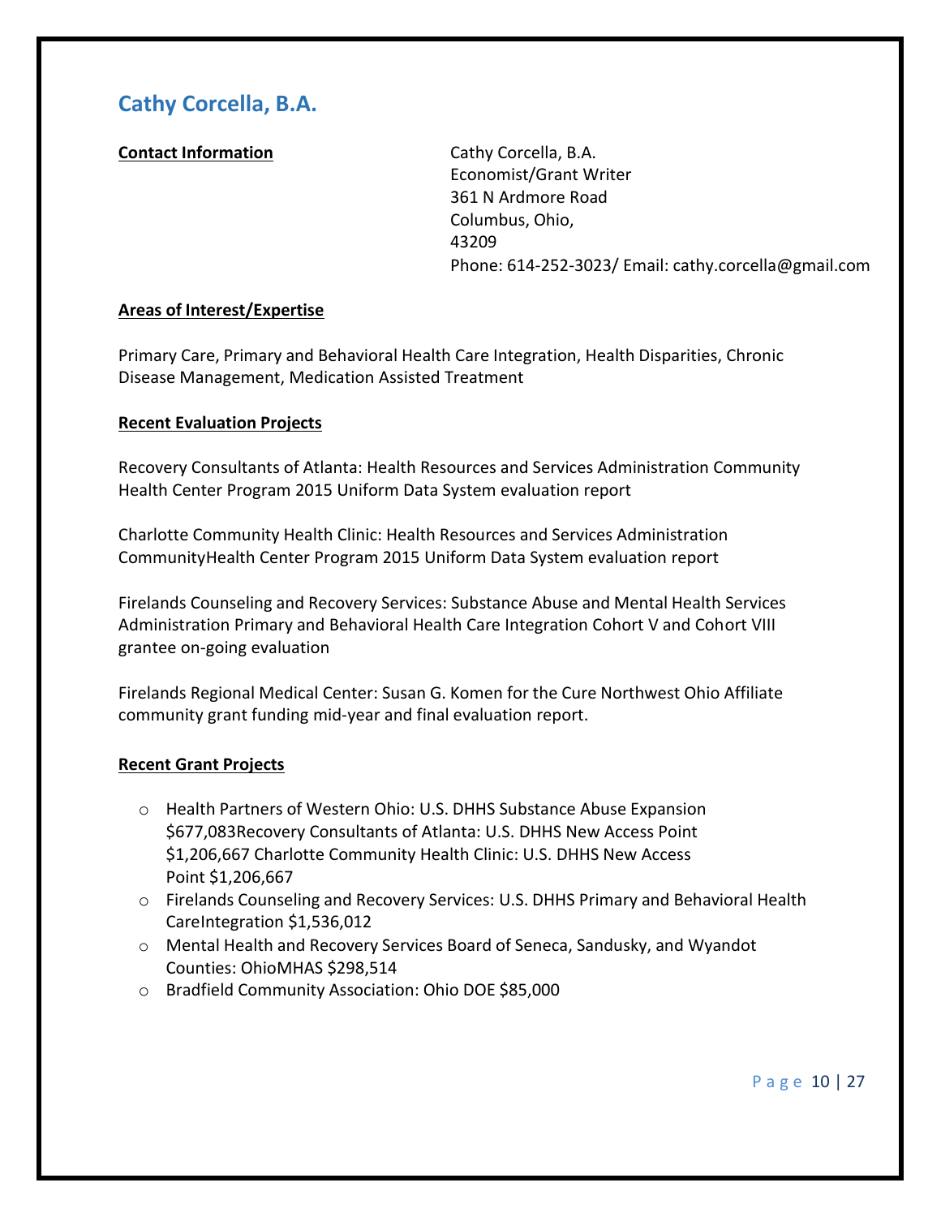## Cathy Corcella, B.A.

**Contact Information**

Cathy Corcella, B.A.
Economist/Grant Writer
361 N Ardmore Road
Columbus, Ohio,
43209
Phone: 614-252-3023/ Email: cathy.corcella@gmail.com

**Areas of Interest/Expertise**

Primary Care, Primary and Behavioral Health Care Integration, Health Disparities, Chronic Disease Management, Medication Assisted Treatment

**Recent Evaluation Projects**

Recovery Consultants of Atlanta: Health Resources and Services Administration Community Health Center Program 2015 Uniform Data System evaluation report

Charlotte Community Health Clinic: Health Resources and Services Administration CommunityHealth Center Program 2015 Uniform Data System evaluation report

Firelands Counseling and Recovery Services: Substance Abuse and Mental Health Services Administration Primary and Behavioral Health Care Integration Cohort V and Cohort VIII grantee on-going evaluation

Firelands Regional Medical Center: Susan G. Komen for the Cure Northwest Ohio Affiliate community grant funding mid-year and final evaluation report.

**Recent Grant Projects**

- Health Partners of Western Ohio: U.S. DHHS Substance Abuse Expansion $677,083Recovery Consultants of Atlanta: U.S. DHHS New Access Point $1,206,667 Charlotte Community Health Clinic: U.S. DHHS New Access Point $1,206,667
- Firelands Counseling and Recovery Services: U.S. DHHS Primary and Behavioral Health CareIntegration $1,536,012
- Mental Health and Recovery Services Board of Seneca, Sandusky, and Wyandot Counties: OhioMHAS $298,514
- Bradfield Community Association: Ohio DOE $85,000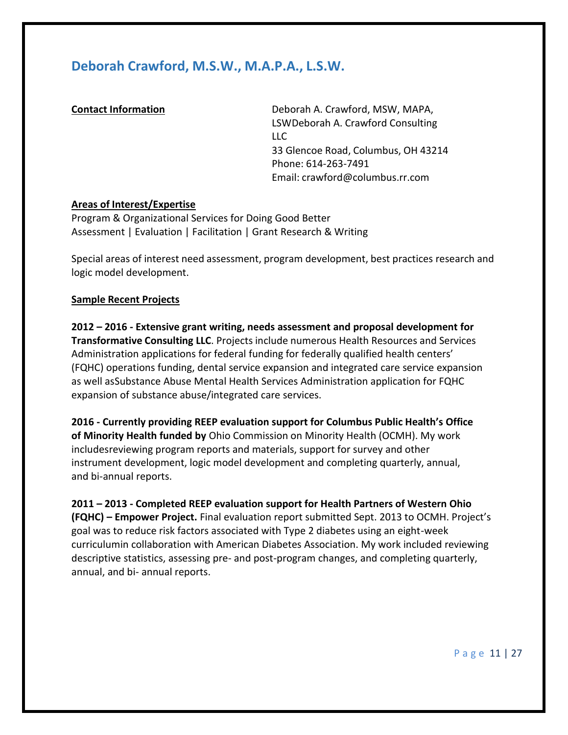## Deborah Crawford, M.S.W., M.A.P.A., L.S.W.

**Contact Information**

Deborah A. Crawford, MSW, MAPA, LSWDeborah A. Crawford Consulting LLC
33 Glencoe Road, Columbus, OH 43214
Phone: 614-263-7491
Email: crawford@columbus.rr.com

**Areas of Interest/Expertise**

Program & Organizational Services for Doing Good Better
Assessment | Evaluation | Facilitation | Grant Research & Writing

Special areas of interest need assessment, program development, best practices research and logic model development.

**Sample Recent Projects**

**2012 – 2016 - Extensive grant writing, needs assessment and proposal development for Transformative Consulting LLC**. Projects include numerous Health Resources and Services Administration applications for federal funding for federally qualified health centers' (FQHC) operations funding, dental service expansion and integrated care service expansion as well asSubstance Abuse Mental Health Services Administration application for FQHC expansion of substance abuse/integrated care services.

**2016 - Currently providing REEP evaluation support for Columbus Public Health's Office of Minority Health funded by** Ohio Commission on Minority Health (OCMH). My work includesreviewing program reports and materials, support for survey and other instrument development, logic model development and completing quarterly, annual, and bi-annual reports.

**2011 – 2013 - Completed REEP evaluation support for Health Partners of Western Ohio (FQHC) – Empower Project.** Final evaluation report submitted Sept. 2013 to OCMH. Project's goal was to reduce risk factors associated with Type 2 diabetes using an eight-week curriculumin collaboration with American Diabetes Association. My work included reviewing descriptive statistics, assessing pre- and post-program changes, and completing quarterly, annual, and bi- annual reports.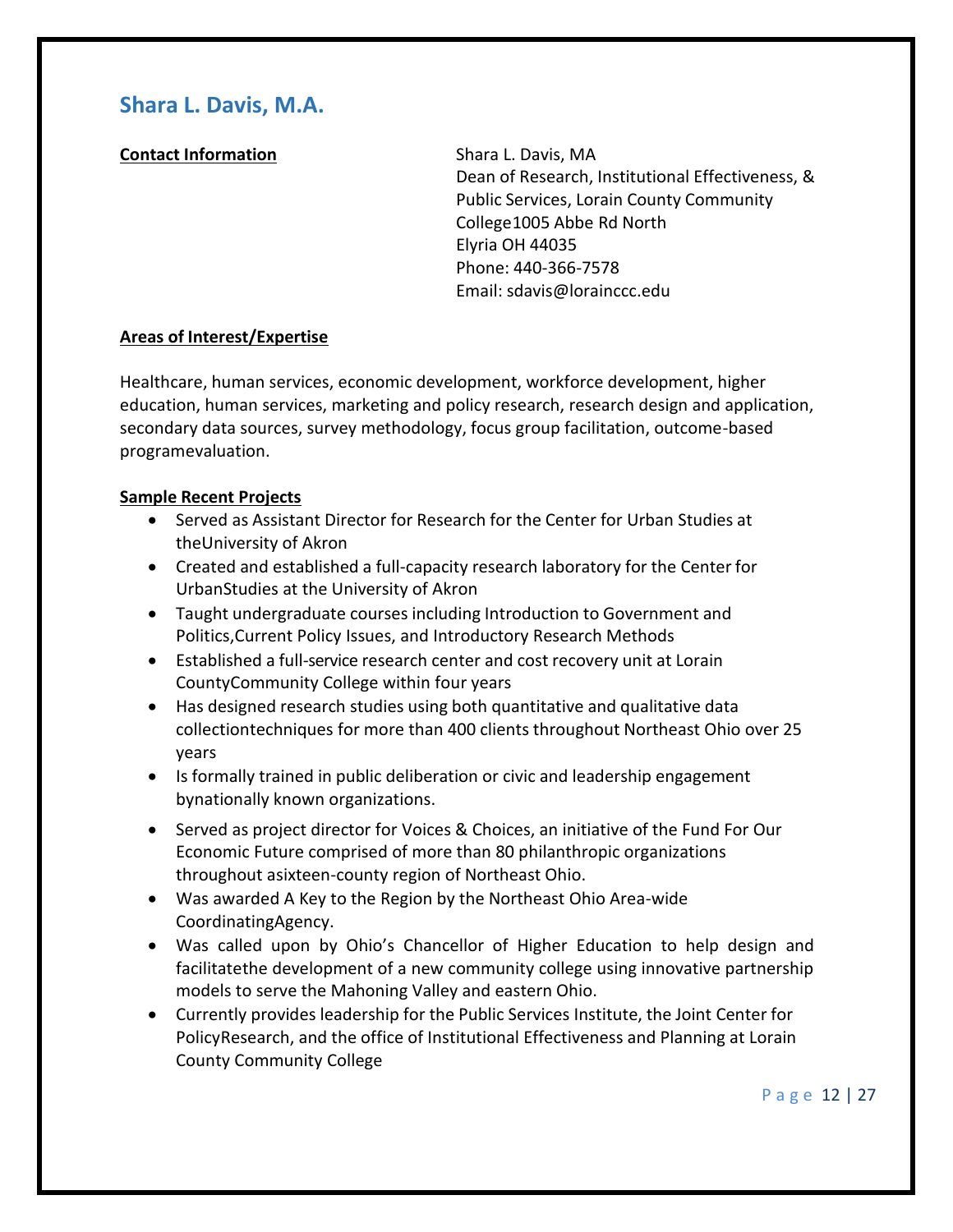## Shara L. Davis, M.A.

**Contact Information**

Shara L. Davis, MA
Dean of Research, Institutional Effectiveness, & Public Services, Lorain County Community College1005 Abbe Rd North
Elyria OH 44035
Phone: 440-366-7578
Email: sdavis@lorainccc.edu

**Areas of Interest/Expertise**

Healthcare, human services, economic development, workforce development, higher education, human services, marketing and policy research, research design and application, secondary data sources, survey methodology, focus group facilitation, outcome-based programevaluation.

**Sample Recent Projects**

- Served as Assistant Director for Research for the Center for Urban Studies at theUniversity of Akron
- Created and established a full-capacity research laboratory for the Center for UrbanStudies at the University of Akron
- Taught undergraduate courses including Introduction to Government and Politics,Current Policy Issues, and Introductory Research Methods
- Established a full-service research center and cost recovery unit at Lorain CountyCommunity College within four years
- Has designed research studies using both quantitative and qualitative data collectiontechniques for more than 400 clients throughout Northeast Ohio over 25 years
- Is formally trained in public deliberation or civic and leadership engagement bynationally known organizations.
- Served as project director for Voices & Choices, an initiative of the Fund For Our Economic Future comprised of more than 80 philanthropic organizations throughout asixteen-county region of Northeast Ohio.
- Was awarded A Key to the Region by the Northeast Ohio Area-wide CoordinatingAgency.
- Was called upon by Ohio's Chancellor of Higher Education to help design and facilitatethe development of a new community college using innovative partnership models to serve the Mahoning Valley and eastern Ohio.
- Currently provides leadership for the Public Services Institute, the Joint Center for PolicyResearch, and the office of Institutional Effectiveness and Planning at Lorain County Community College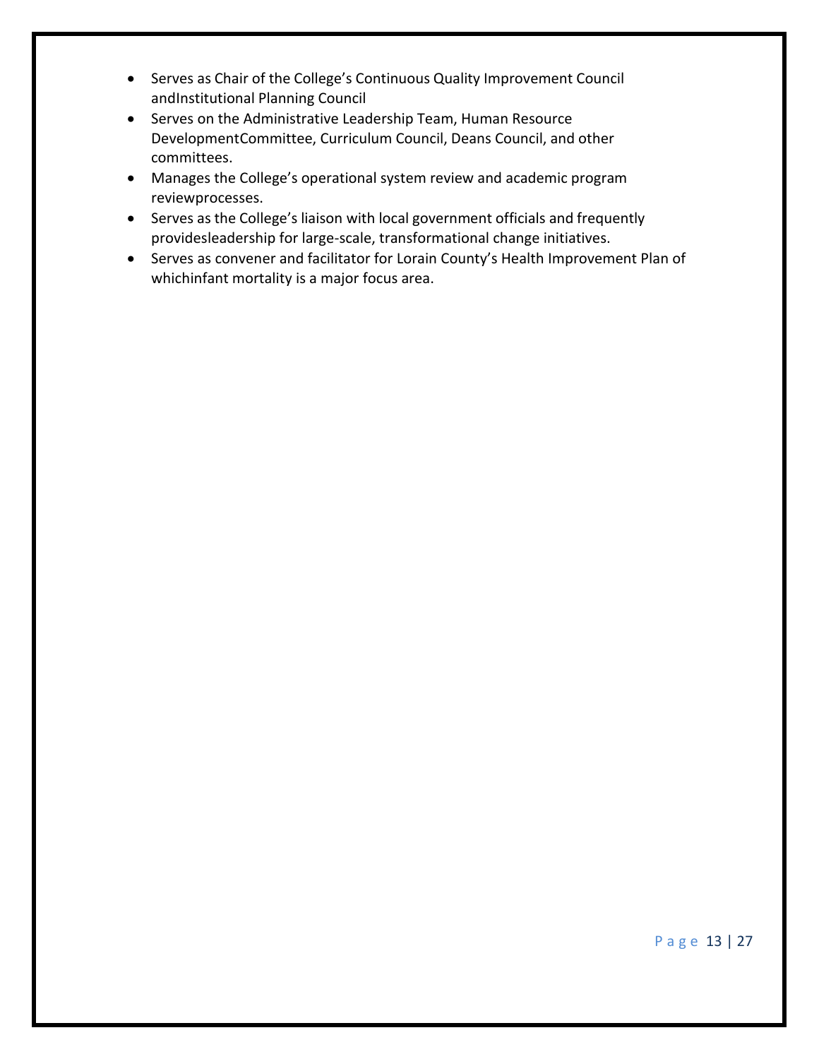- Serves as Chair of the College's Continuous Quality Improvement Council andInstitutional Planning Council
- Serves on the Administrative Leadership Team, Human Resource DevelopmentCommittee, Curriculum Council, Deans Council, and other committees.
- Manages the College's operational system review and academic program reviewprocesses.
- Serves as the College's liaison with local government officials and frequently providesleadership for large-scale, transformational change initiatives.
- Serves as convener and facilitator for Lorain County's Health Improvement Plan of whichinfant mortality is a major focus area.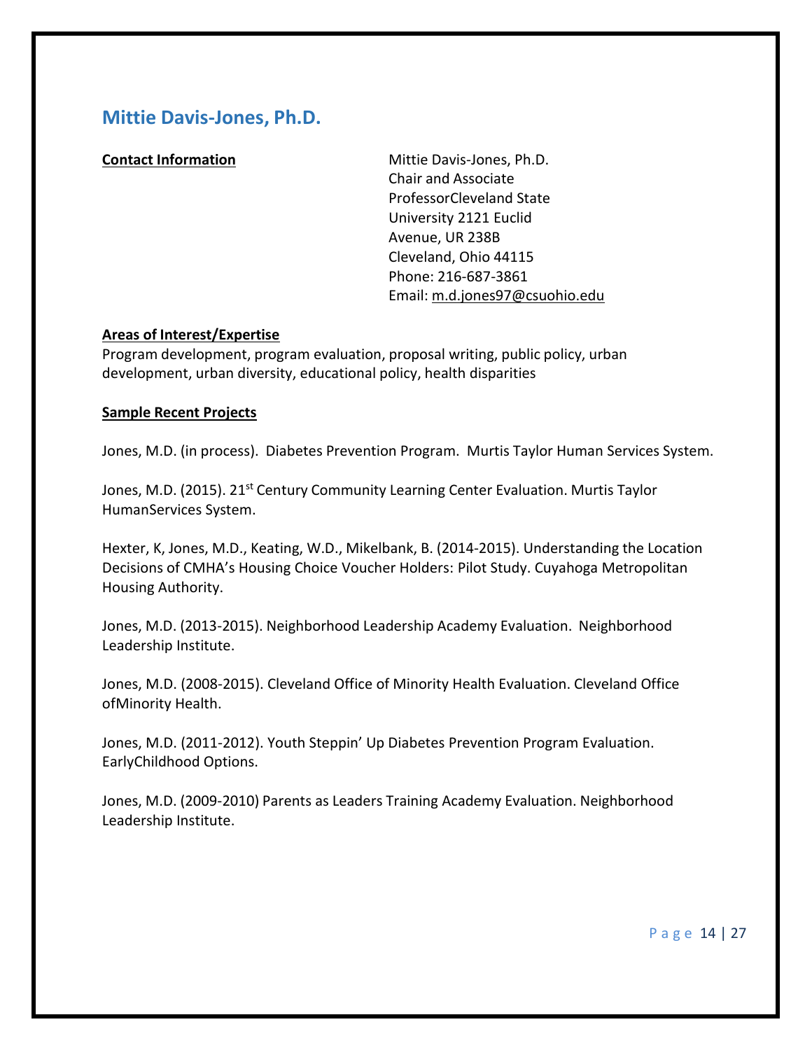## Mittie Davis-Jones, Ph.D.

**Contact Information**

Mittie Davis-Jones, Ph.D.
Chair and Associate ProfessorCleveland State University 2121 Euclid Avenue, UR 238B
Cleveland, Ohio 44115
Phone: 216-687-3861
Email: m.d.jones97@csuohio.edu

**Areas of Interest/Expertise**

Program development, program evaluation, proposal writing, public policy, urban development, urban diversity, educational policy, health disparities

**Sample Recent Projects**

Jones, M.D. (in process). Diabetes Prevention Program. Murtis Taylor Human Services System.

Jones, M.D. (2015). 21st Century Community Learning Center Evaluation. Murtis Taylor HumanServices System.

Hexter, K, Jones, M.D., Keating, W.D., Mikelbank, B. (2014-2015). Understanding the Location Decisions of CMHA's Housing Choice Voucher Holders: Pilot Study. Cuyahoga Metropolitan Housing Authority.

Jones, M.D. (2013-2015). Neighborhood Leadership Academy Evaluation. Neighborhood Leadership Institute.

Jones, M.D. (2008-2015). Cleveland Office of Minority Health Evaluation. Cleveland Office ofMinority Health.

Jones, M.D. (2011-2012). Youth Steppin' Up Diabetes Prevention Program Evaluation. EarlyChildhood Options.

Jones, M.D. (2009-2010) Parents as Leaders Training Academy Evaluation. Neighborhood Leadership Institute.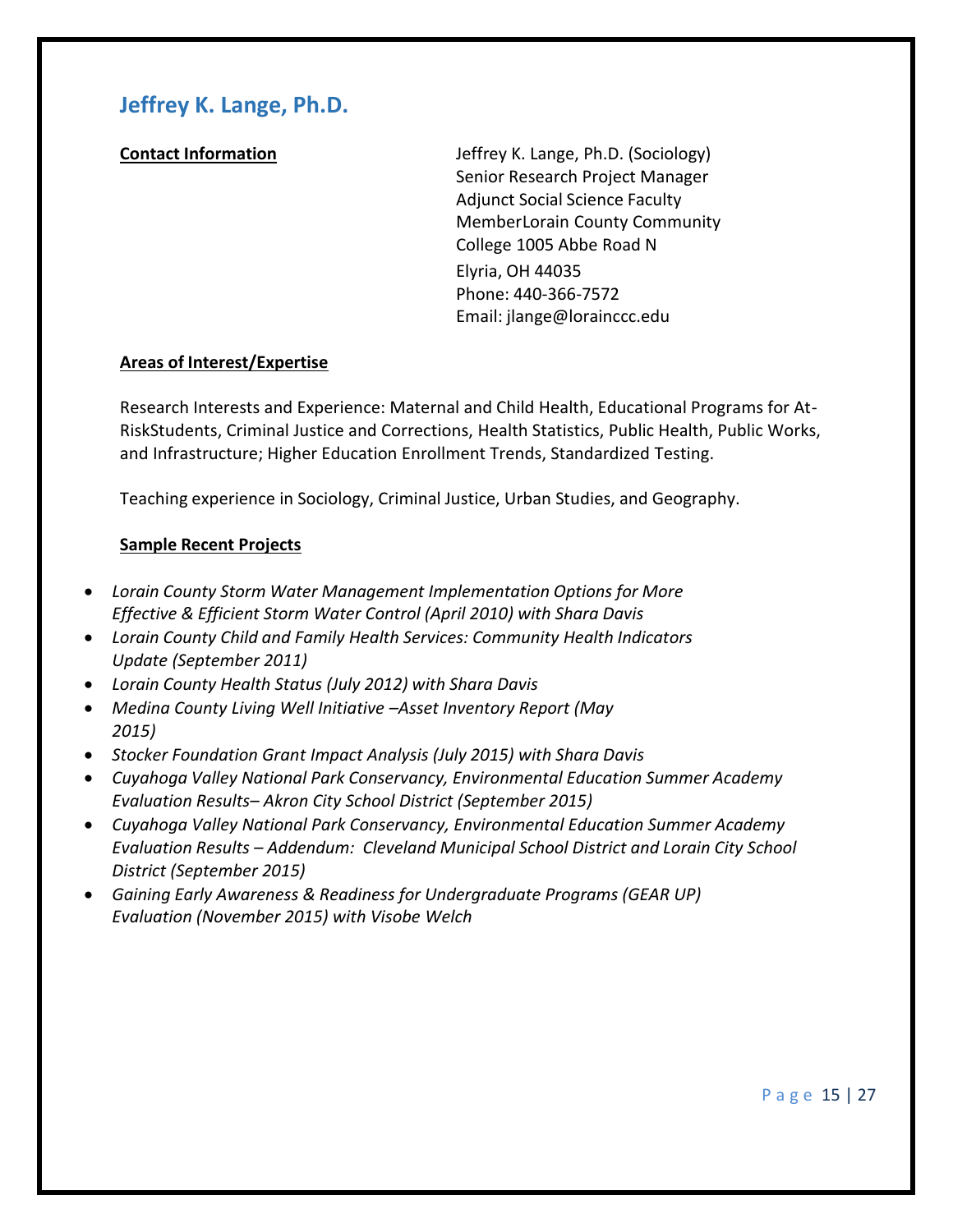## Jeffrey K. Lange, Ph.D.

**Contact Information**

Jeffrey K. Lange, Ph.D. (Sociology)
Senior Research Project Manager
Adjunct Social Science Faculty
MemberLorain County Community
College 1005 Abbe Road N
Elyria, OH 44035
Phone: 440-366-7572
Email: jlange@lorainccc.edu

**Areas of Interest/Expertise**

Research Interests and Experience: Maternal and Child Health, Educational Programs for At-RiskStudents, Criminal Justice and Corrections, Health Statistics, Public Health, Public Works, and Infrastructure; Higher Education Enrollment Trends, Standardized Testing.

Teaching experience in Sociology, Criminal Justice, Urban Studies, and Geography.

**Sample Recent Projects**

- *Lorain County Storm Water Management Implementation Options for More Effective & Efficient Storm Water Control (April 2010) with Shara Davis*
- *Lorain County Child and Family Health Services: Community Health Indicators Update (September 2011)*
- *Lorain County Health Status (July 2012) with Shara Davis*
- *Medina County Living Well Initiative –Asset Inventory Report (May 2015)*
- *Stocker Foundation Grant Impact Analysis (July 2015) with Shara Davis*
- *Cuyahoga Valley National Park Conservancy, Environmental Education Summer Academy Evaluation Results– Akron City School District (September 2015)*
- *Cuyahoga Valley National Park Conservancy, Environmental Education Summer Academy Evaluation Results – Addendum: Cleveland Municipal School District and Lorain City School District (September 2015)*
- *Gaining Early Awareness & Readiness for Undergraduate Programs (GEAR UP) Evaluation (November 2015) with Visobe Welch*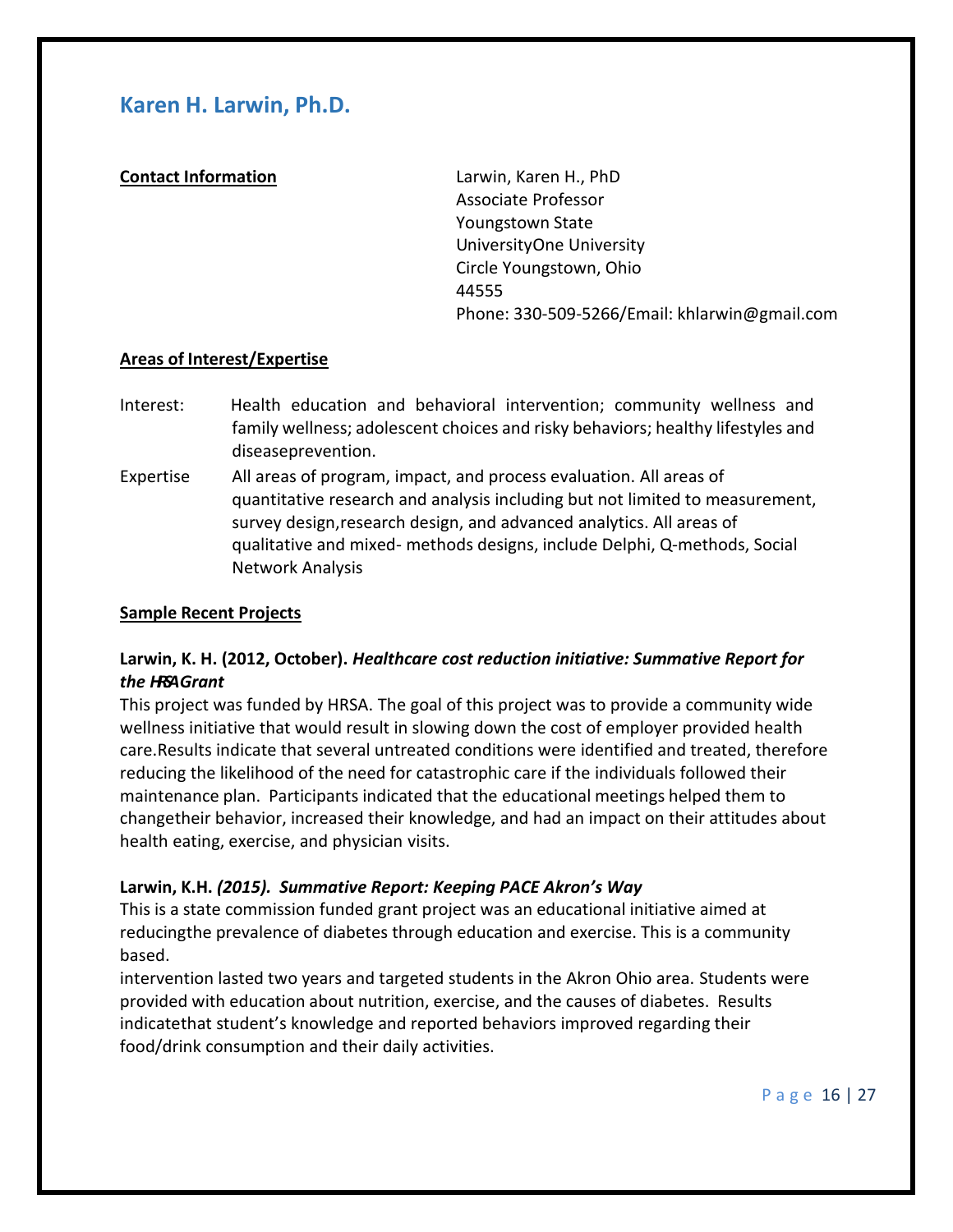## Karen H. Larwin, Ph.D.

**Contact Information**

Larwin, Karen H., PhD
Associate Professor
Youngstown State
UniversityOne University
Circle Youngstown, Ohio
44555
Phone: 330-509-5266/Email: khlarwin@gmail.com

**Areas of Interest/Expertise**

Interest: Health education and behavioral intervention; community wellness and family wellness; adolescent choices and risky behaviors; healthy lifestyles and diseaseprevention.

Expertise All areas of program, impact, and process evaluation. All areas of quantitative research and analysis including but not limited to measurement, survey design,research design, and advanced analytics. All areas of qualitative and mixed- methods designs, include Delphi, Q-methods, Social Network Analysis

**Sample Recent Projects**

**Larwin, K. H. (2012, October).** ***Healthcare cost reduction initiative: Summative Report for the HRSAGrant***

This project was funded by HRSA. The goal of this project was to provide a community wide wellness initiative that would result in slowing down the cost of employer provided health care.Results indicate that several untreated conditions were identified and treated, therefore reducing the likelihood of the need for catastrophic care if the individuals followed their maintenance plan. Participants indicated that the educational meetings helped them to changetheir behavior, increased their knowledge, and had an impact on their attitudes about health eating, exercise, and physician visits.

**Larwin, K.H.** ***(2015). Summative Report: Keeping PACE Akron's Way***

This is a state commission funded grant project was an educational initiative aimed at reducingthe prevalence of diabetes through education and exercise. This is a community based.

intervention lasted two years and targeted students in the Akron Ohio area. Students were provided with education about nutrition, exercise, and the causes of diabetes. Results indicatethat student's knowledge and reported behaviors improved regarding their food/drink consumption and their daily activities.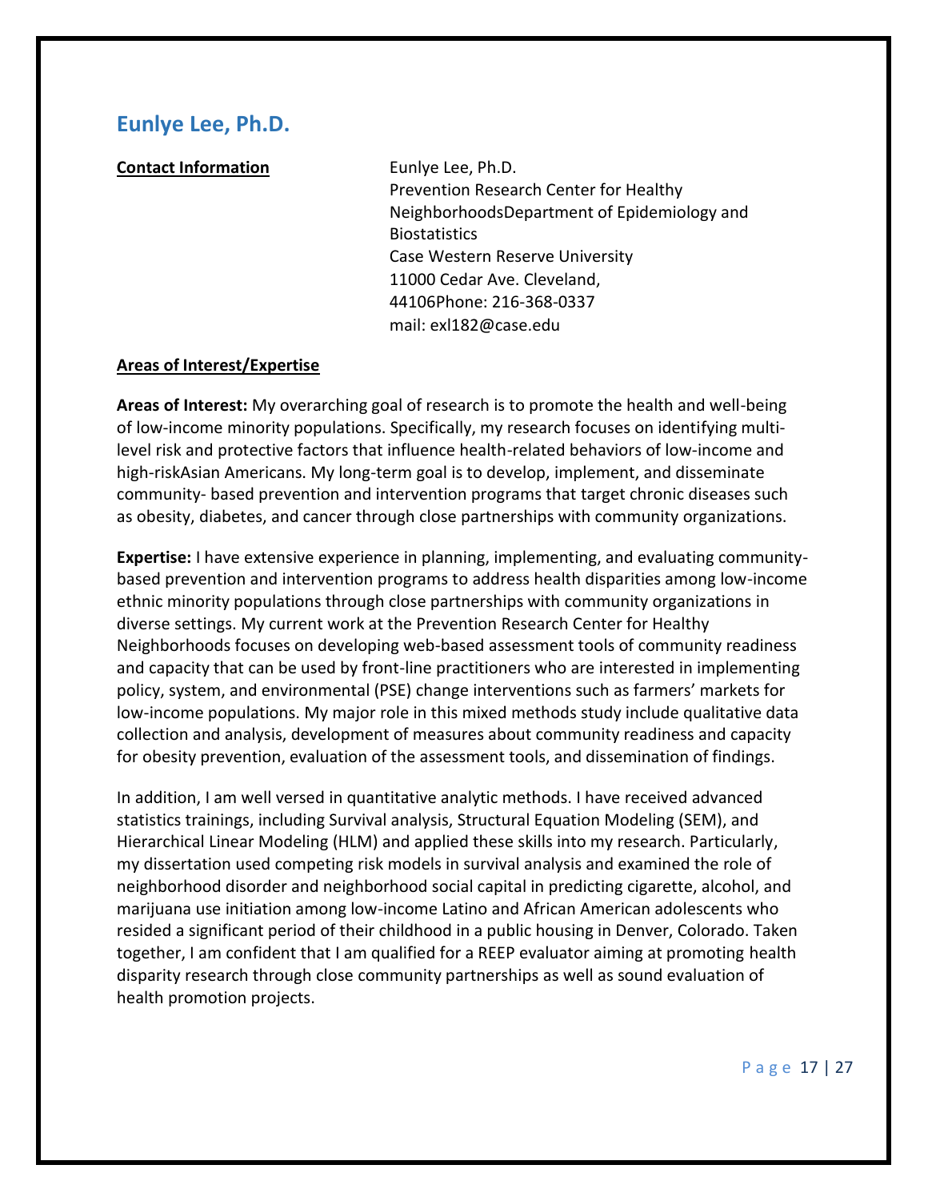## Eunlye Lee, Ph.D.

**Contact Information**

Eunlye Lee, Ph.D.
Prevention Research Center for Healthy NeighborhoodsDepartment of Epidemiology and Biostatistics
Case Western Reserve University
11000 Cedar Ave. Cleveland, 44106Phone: 216-368-0337
mail: exl182@case.edu

**Areas of Interest/Expertise**

**Areas of Interest:** My overarching goal of research is to promote the health and well-being of low-income minority populations. Specifically, my research focuses on identifying multi-level risk and protective factors that influence health-related behaviors of low-income and high-riskAsian Americans. My long-term goal is to develop, implement, and disseminate community- based prevention and intervention programs that target chronic diseases such as obesity, diabetes, and cancer through close partnerships with community organizations.

**Expertise:** I have extensive experience in planning, implementing, and evaluating community-based prevention and intervention programs to address health disparities among low-income ethnic minority populations through close partnerships with community organizations in diverse settings. My current work at the Prevention Research Center for Healthy Neighborhoods focuses on developing web-based assessment tools of community readiness and capacity that can be used by front-line practitioners who are interested in implementing policy, system, and environmental (PSE) change interventions such as farmers' markets for low-income populations. My major role in this mixed methods study include qualitative data collection and analysis, development of measures about community readiness and capacity for obesity prevention, evaluation of the assessment tools, and dissemination of findings.

In addition, I am well versed in quantitative analytic methods. I have received advanced statistics trainings, including Survival analysis, Structural Equation Modeling (SEM), and Hierarchical Linear Modeling (HLM) and applied these skills into my research. Particularly, my dissertation used competing risk models in survival analysis and examined the role of neighborhood disorder and neighborhood social capital in predicting cigarette, alcohol, and marijuana use initiation among low-income Latino and African American adolescents who resided a significant period of their childhood in a public housing in Denver, Colorado. Taken together, I am confident that I am qualified for a REEP evaluator aiming at promoting health disparity research through close community partnerships as well as sound evaluation of health promotion projects.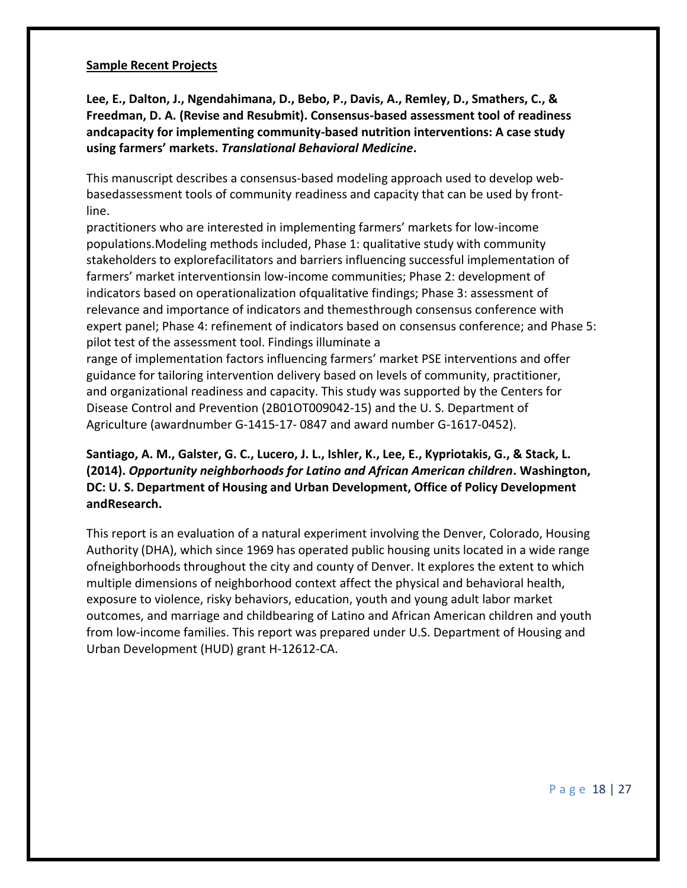**Sample Recent Projects**

**Lee, E., Dalton, J., Ngendahimana, D., Bebo, P., Davis, A., Remley, D., Smathers, C., & Freedman, D. A. (Revise and Resubmit). Consensus-based assessment tool of readiness andcapacity for implementing community-based nutrition interventions: A case study using farmers' markets. *Translational Behavioral Medicine*.**

This manuscript describes a consensus-based modeling approach used to develop web-basedassessment tools of community readiness and capacity that can be used by front-line.
practitioners who are interested in implementing farmers' markets for low-income populations.Modeling methods included, Phase 1: qualitative study with community stakeholders to explorefacilitators and barriers influencing successful implementation of farmers' market interventionsin low-income communities; Phase 2: development of indicators based on operationalization ofqualitative findings; Phase 3: assessment of relevance and importance of indicators and themesthrough consensus conference with expert panel; Phase 4: refinement of indicators based on consensus conference; and Phase 5: pilot test of the assessment tool. Findings illuminate a
range of implementation factors influencing farmers' market PSE interventions and offer guidance for tailoring intervention delivery based on levels of community, practitioner, and organizational readiness and capacity. This study was supported by the Centers for Disease Control and Prevention (2B01OT009042-15) and the U. S. Department of Agriculture (awardnumber G-1415-17- 0847 and award number G-1617-0452).

**Santiago, A. M., Galster, G. C., Lucero, J. L., Ishler, K., Lee, E., Kypriotakis, G., & Stack, L. (2014). *Opportunity neighborhoods for Latino and African American children*. Washington, DC: U. S. Department of Housing and Urban Development, Office of Policy Development andResearch.**

This report is an evaluation of a natural experiment involving the Denver, Colorado, Housing Authority (DHA), which since 1969 has operated public housing units located in a wide range ofneighborhoods throughout the city and county of Denver. It explores the extent to which multiple dimensions of neighborhood context affect the physical and behavioral health, exposure to violence, risky behaviors, education, youth and young adult labor market outcomes, and marriage and childbearing of Latino and African American children and youth from low-income families. This report was prepared under U.S. Department of Housing and Urban Development (HUD) grant H-12612-CA.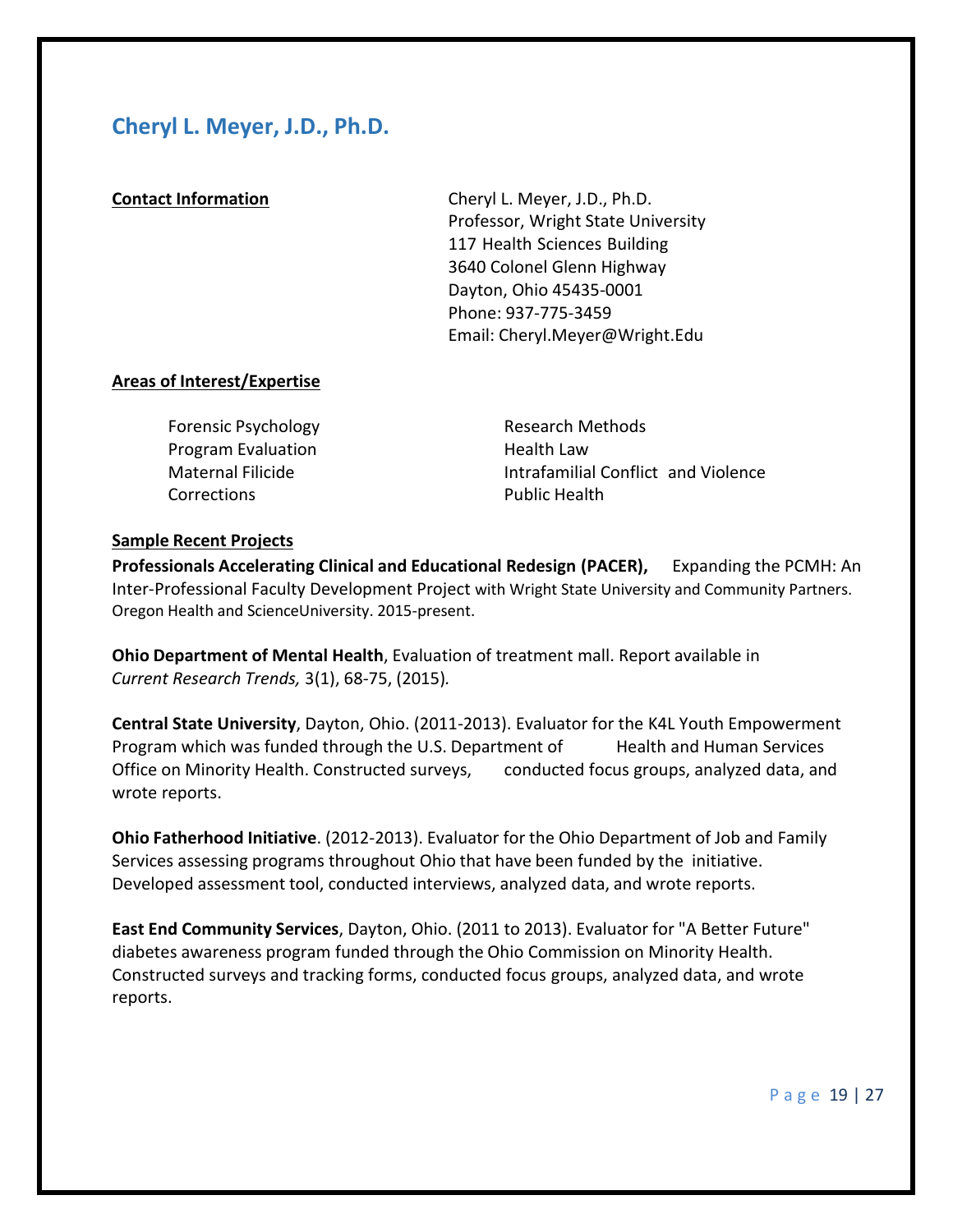## Cheryl L. Meyer, J.D., Ph.D.

**Contact Information**

Cheryl L. Meyer, J.D., Ph.D.
Professor, Wright State University
117 Health Sciences Building
3640 Colonel Glenn Highway
Dayton, Ohio 45435-0001
Phone: 937-775-3459
Email: Cheryl.Meyer@Wright.Edu

**Areas of Interest/Expertise**

- Forensic Psychology
- Program Evaluation
- Maternal Filicide
- Corrections
- Research Methods
- Health Law
- Intrafamilial Conflict and Violence
- Public Health

**Sample Recent Projects**

**Professionals Accelerating Clinical and Educational Redesign (PACER),** Expanding the PCMH: An Inter-Professional Faculty Development Project with Wright State University and Community Partners. Oregon Health and ScienceUniversity. 2015-present.

**Ohio Department of Mental Health**, Evaluation of treatment mall. Report available in *Current Research Trends,* 3(1), 68-75, (2015).

**Central State University**, Dayton, Ohio. (2011-2013). Evaluator for the K4L Youth Empowerment Program which was funded through the U.S. Department of Health and Human Services Office on Minority Health. Constructed surveys, conducted focus groups, analyzed data, and wrote reports.

**Ohio Fatherhood Initiative**. (2012-2013). Evaluator for the Ohio Department of Job and Family Services assessing programs throughout Ohio that have been funded by the initiative. Developed assessment tool, conducted interviews, analyzed data, and wrote reports.

**East End Community Services**, Dayton, Ohio. (2011 to 2013). Evaluator for "A Better Future" diabetes awareness program funded through the Ohio Commission on Minority Health. Constructed surveys and tracking forms, conducted focus groups, analyzed data, and wrote reports.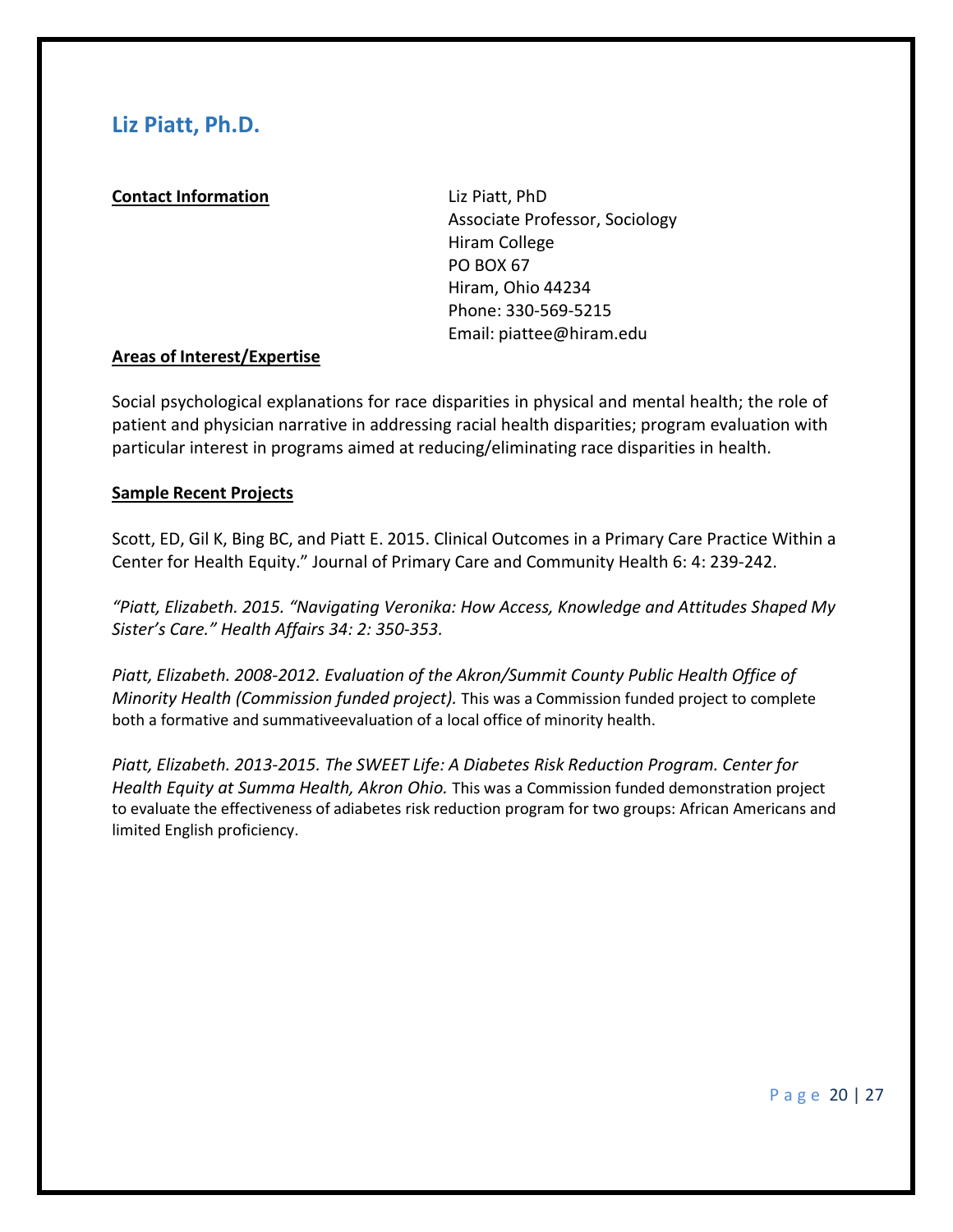## Liz Piatt, Ph.D.

**Contact Information**

Liz Piatt, PhD
Associate Professor, Sociology
Hiram College
PO BOX 67
Hiram, Ohio 44234
Phone: 330-569-5215
Email: piattee@hiram.edu

**Areas of Interest/Expertise**

Social psychological explanations for race disparities in physical and mental health; the role of patient and physician narrative in addressing racial health disparities; program evaluation with particular interest in programs aimed at reducing/eliminating race disparities in health.

**Sample Recent Projects**

Scott, ED, Gil K, Bing BC, and Piatt E. 2015. Clinical Outcomes in a Primary Care Practice Within a Center for Health Equity." Journal of Primary Care and Community Health 6: 4: 239-242.

*"Piatt, Elizabeth. 2015. "Navigating Veronika: How Access, Knowledge and Attitudes Shaped My Sister's Care." Health Affairs 34: 2: 350-353.*

*Piatt, Elizabeth. 2008-2012. Evaluation of the Akron/Summit County Public Health Office of Minority Health (Commission funded project).* This was a Commission funded project to complete both a formative and summativeevaluation of a local office of minority health.

*Piatt, Elizabeth. 2013-2015. The SWEET Life: A Diabetes Risk Reduction Program. Center for Health Equity at Summa Health, Akron Ohio.* This was a Commission funded demonstration project to evaluate the effectiveness of adiabetes risk reduction program for two groups: African Americans and limited English proficiency.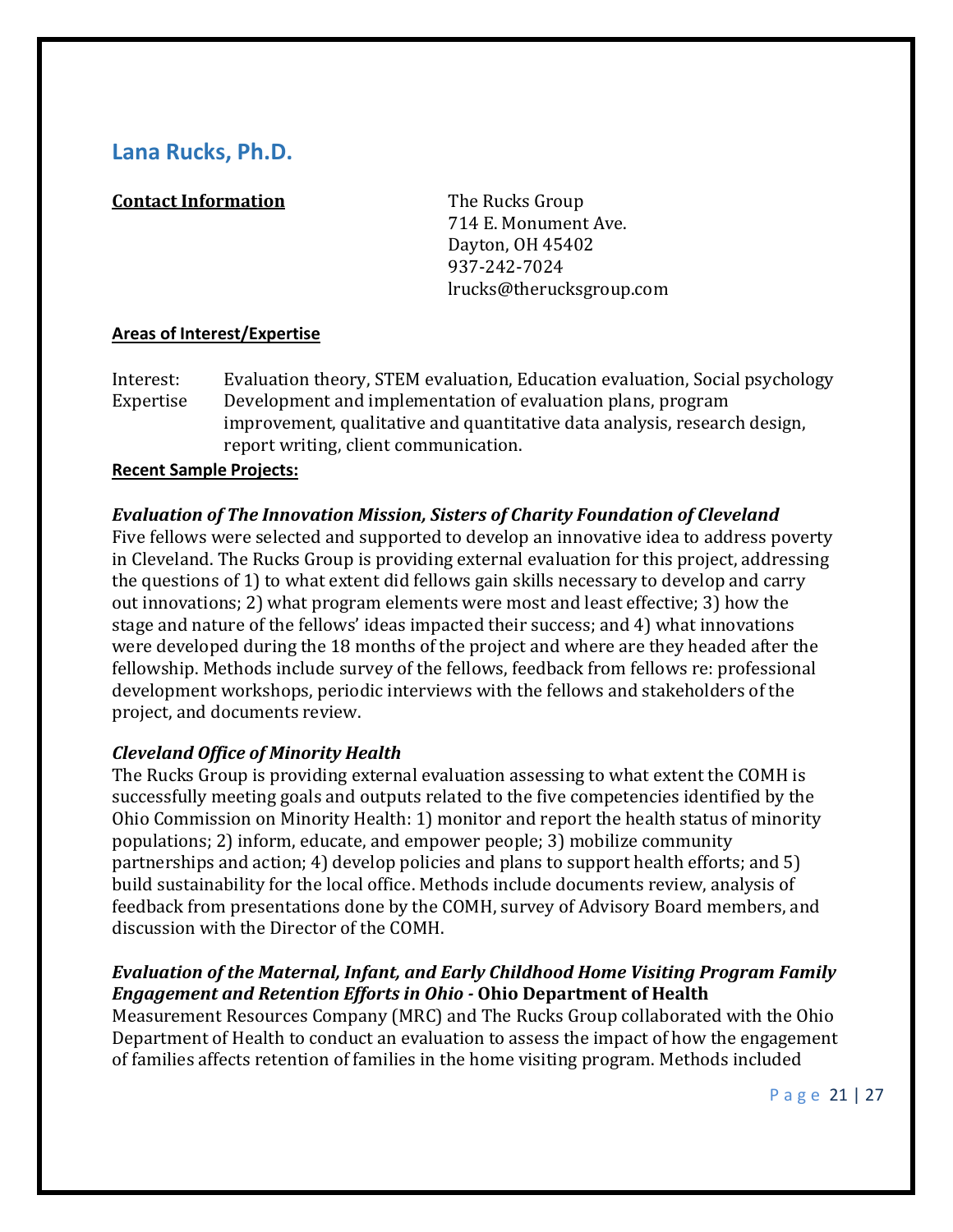## Lana Rucks, Ph.D.

**Contact Information**

The Rucks Group
714 E. Monument Ave.
Dayton, OH 45402
937-242-7024
lrucks@therucksgroup.com

**Areas of Interest/Expertise**

Interest: Evaluation theory, STEM evaluation, Education evaluation, Social psychology

Expertise Development and implementation of evaluation plans, program improvement, qualitative and quantitative data analysis, research design, report writing, client communication.

**Recent Sample Projects:**

***Evaluation of The Innovation Mission, Sisters of Charity Foundation of Cleveland***

Five fellows were selected and supported to develop an innovative idea to address poverty in Cleveland. The Rucks Group is providing external evaluation for this project, addressing the questions of 1) to what extent did fellows gain skills necessary to develop and carry out innovations; 2) what program elements were most and least effective; 3) how the stage and nature of the fellows' ideas impacted their success; and 4) what innovations were developed during the 18 months of the project and where are they headed after the fellowship. Methods include survey of the fellows, feedback from fellows re: professional development workshops, periodic interviews with the fellows and stakeholders of the project, and documents review.

***Cleveland Office of Minority Health***

The Rucks Group is providing external evaluation assessing to what extent the COMH is successfully meeting goals and outputs related to the five competencies identified by the Ohio Commission on Minority Health: 1) monitor and report the health status of minority populations; 2) inform, educate, and empower people; 3) mobilize community partnerships and action; 4) develop policies and plans to support health efforts; and 5) build sustainability for the local office. Methods include documents review, analysis of feedback from presentations done by the COMH, survey of Advisory Board members, and discussion with the Director of the COMH.

***Evaluation of the Maternal, Infant, and Early Childhood Home Visiting Program Family Engagement and Retention Efforts in Ohio* - Ohio Department of Health**

Measurement Resources Company (MRC) and The Rucks Group collaborated with the Ohio Department of Health to conduct an evaluation to assess the impact of how the engagement of families affects retention of families in the home visiting program. Methods included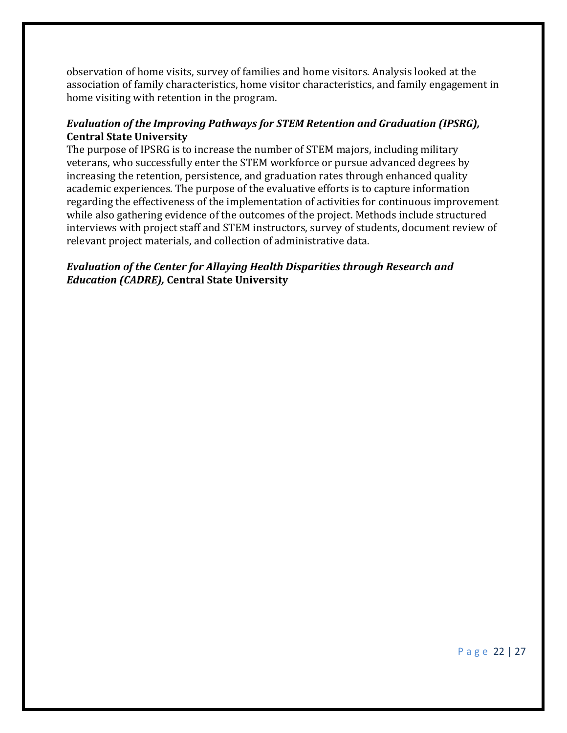observation of home visits, survey of families and home visitors. Analysis looked at the association of family characteristics, home visitor characteristics, and family engagement in home visiting with retention in the program.

***Evaluation of the Improving Pathways for STEM Retention and Graduation (IPSRG),* Central State University**

The purpose of IPSRG is to increase the number of STEM majors, including military veterans, who successfully enter the STEM workforce or pursue advanced degrees by increasing the retention, persistence, and graduation rates through enhanced quality academic experiences. The purpose of the evaluative efforts is to capture information regarding the effectiveness of the implementation of activities for continuous improvement while also gathering evidence of the outcomes of the project. Methods include structured interviews with project staff and STEM instructors, survey of students, document review of relevant project materials, and collection of administrative data.

***Evaluation of the Center for Allaying Health Disparities through Research and Education (CADRE),* Central State University**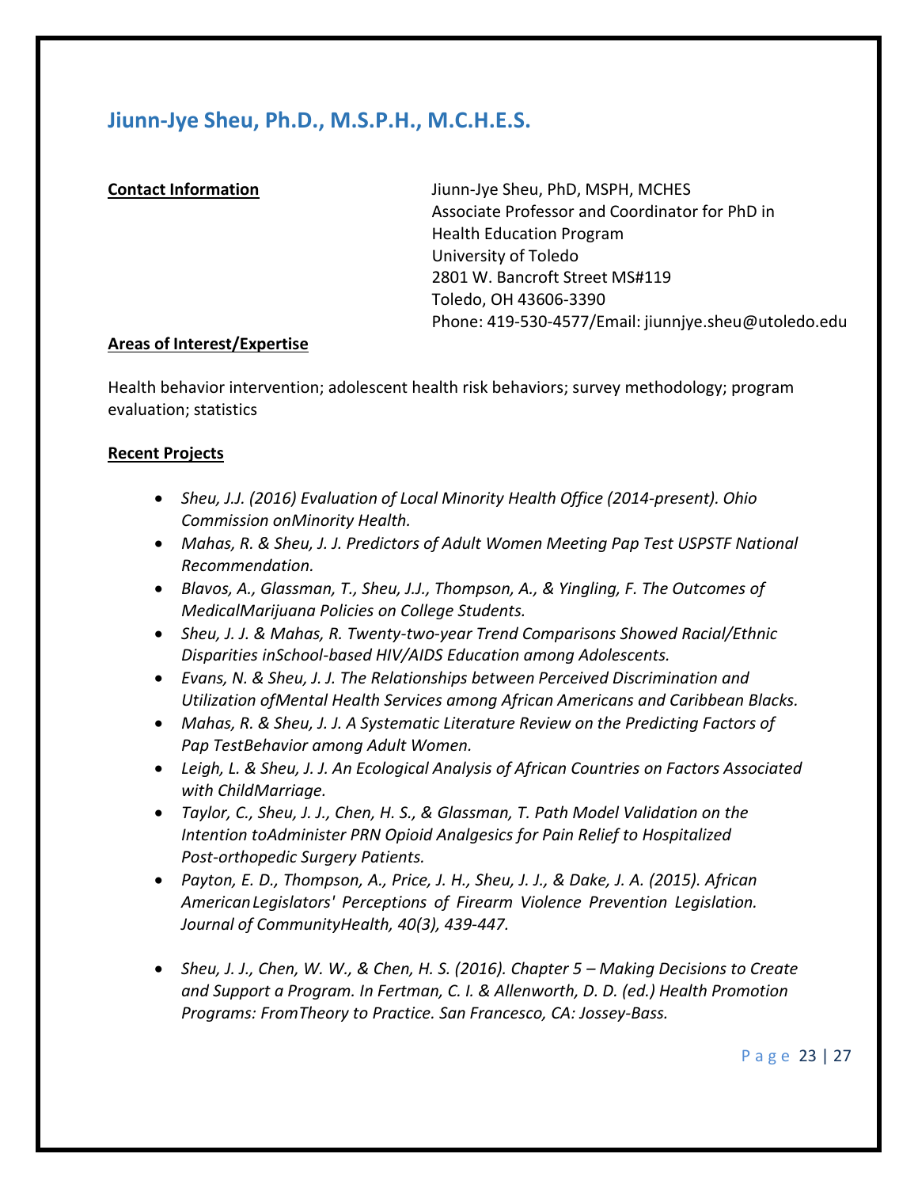## Jiunn-Jye Sheu, Ph.D., M.S.P.H., M.C.H.E.S.

**Contact Information**

Jiunn-Jye Sheu, PhD, MSPH, MCHES
Associate Professor and Coordinator for PhD in Health Education Program
University of Toledo
2801 W. Bancroft Street MS#119
Toledo, OH 43606-3390
Phone: 419-530-4577/Email: jiunnjye.sheu@utoledo.edu

**Areas of Interest/Expertise**

Health behavior intervention; adolescent health risk behaviors; survey methodology; program evaluation; statistics

**Recent Projects**

- *Sheu, J.J. (2016) Evaluation of Local Minority Health Office (2014-present). Ohio Commission onMinority Health.*
- *Mahas, R. & Sheu, J. J. Predictors of Adult Women Meeting Pap Test USPSTF National Recommendation.*
- *Blavos, A., Glassman, T., Sheu, J.J., Thompson, A., & Yingling, F. The Outcomes of MedicalMarijuana Policies on College Students.*
- *Sheu, J. J. & Mahas, R. Twenty-two-year Trend Comparisons Showed Racial/Ethnic Disparities inSchool-based HIV/AIDS Education among Adolescents.*
- *Evans, N. & Sheu, J. J. The Relationships between Perceived Discrimination and Utilization ofMental Health Services among African Americans and Caribbean Blacks.*
- *Mahas, R. & Sheu, J. J. A Systematic Literature Review on the Predicting Factors of Pap TestBehavior among Adult Women.*
- *Leigh, L. & Sheu, J. J. An Ecological Analysis of African Countries on Factors Associated with ChildMarriage.*
- *Taylor, C., Sheu, J. J., Chen, H. S., & Glassman, T. Path Model Validation on the Intention toAdminister PRN Opioid Analgesics for Pain Relief to Hospitalized Post-orthopedic Surgery Patients.*
- *Payton, E. D., Thompson, A., Price, J. H., Sheu, J. J., & Dake, J. A. (2015). African American Legislators' Perceptions of Firearm Violence Prevention Legislation. Journal of CommunityHealth, 40(3), 439-447.*
- *Sheu, J. J., Chen, W. W., & Chen, H. S. (2016). Chapter 5 – Making Decisions to Create and Support a Program. In Fertman, C. I. & Allenworth, D. D. (ed.) Health Promotion Programs: FromTheory to Practice. San Francesco, CA: Jossey-Bass.*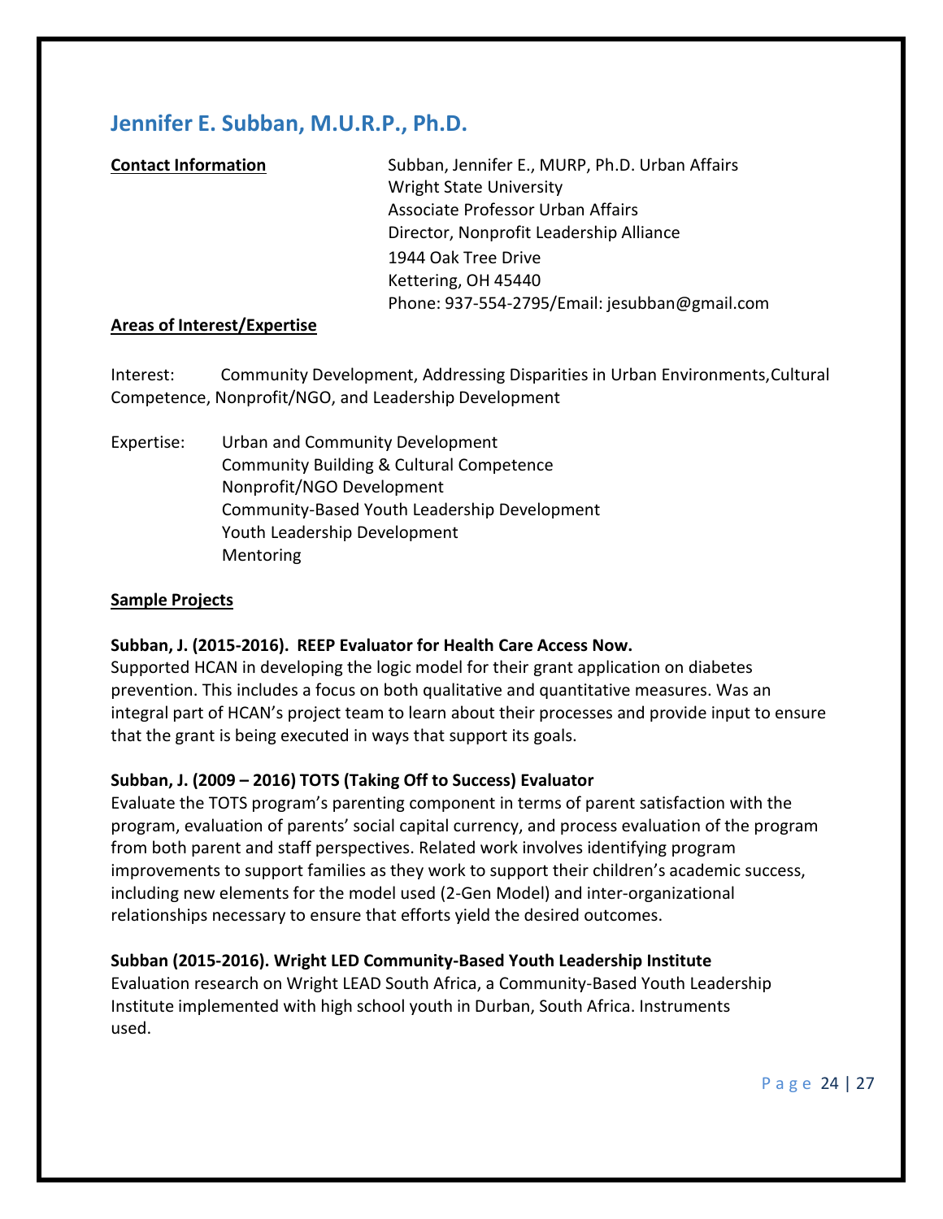## Jennifer E. Subban, M.U.R.P., Ph.D.

**Contact Information**

Subban, Jennifer E., MURP, Ph.D. Urban Affairs
Wright State University
Associate Professor Urban Affairs
Director, Nonprofit Leadership Alliance
1944 Oak Tree Drive
Kettering, OH 45440
Phone: 937-554-2795/Email: jesubban@gmail.com

**Areas of Interest/Expertise**

Interest: Community Development, Addressing Disparities in Urban Environments,Cultural Competence, Nonprofit/NGO, and Leadership Development

Expertise:
- Urban and Community Development
- Community Building & Cultural Competence
- Nonprofit/NGO Development
- Community-Based Youth Leadership Development
- Youth Leadership Development
- Mentoring

**Sample Projects**

**Subban, J. (2015-2016). REEP Evaluator for Health Care Access Now.**
Supported HCAN in developing the logic model for their grant application on diabetes prevention. This includes a focus on both qualitative and quantitative measures. Was an integral part of HCAN's project team to learn about their processes and provide input to ensure that the grant is being executed in ways that support its goals.

**Subban, J. (2009 – 2016) TOTS (Taking Off to Success) Evaluator**
Evaluate the TOTS program's parenting component in terms of parent satisfaction with the program, evaluation of parents' social capital currency, and process evaluation of the program from both parent and staff perspectives. Related work involves identifying program improvements to support families as they work to support their children's academic success, including new elements for the model used (2-Gen Model) and inter-organizational relationships necessary to ensure that efforts yield the desired outcomes.

**Subban (2015-2016). Wright LED Community-Based Youth Leadership Institute**
Evaluation research on Wright LEAD South Africa, a Community-Based Youth Leadership Institute implemented with high school youth in Durban, South Africa. Instruments used.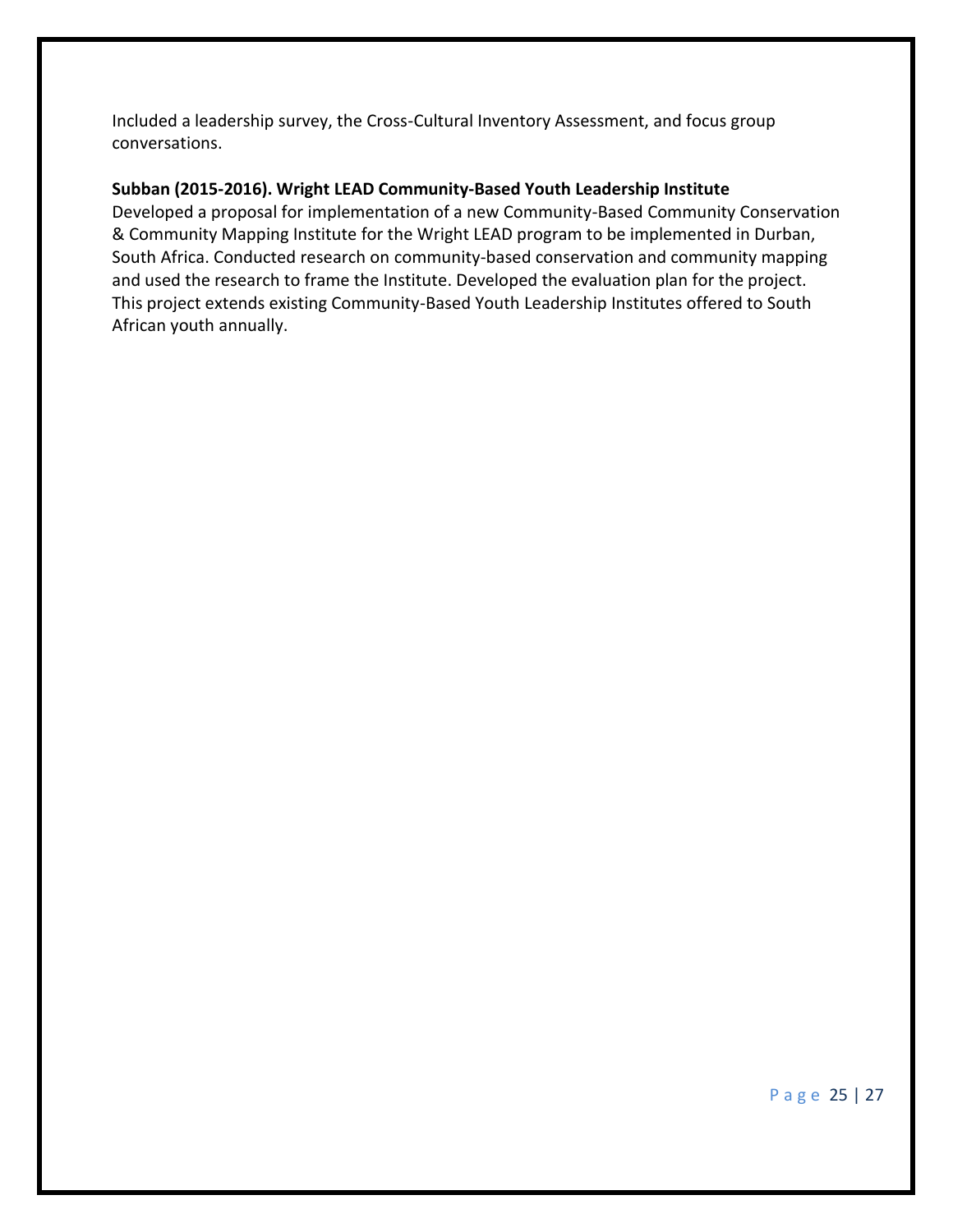Included a leadership survey, the Cross-Cultural Inventory Assessment, and focus group conversations.

**Subban (2015-2016). Wright LEAD Community-Based Youth Leadership Institute**
Developed a proposal for implementation of a new Community-Based Community Conservation & Community Mapping Institute for the Wright LEAD program to be implemented in Durban, South Africa. Conducted research on community-based conservation and community mapping and used the research to frame the Institute. Developed the evaluation plan for the project. This project extends existing Community-Based Youth Leadership Institutes offered to South African youth annually.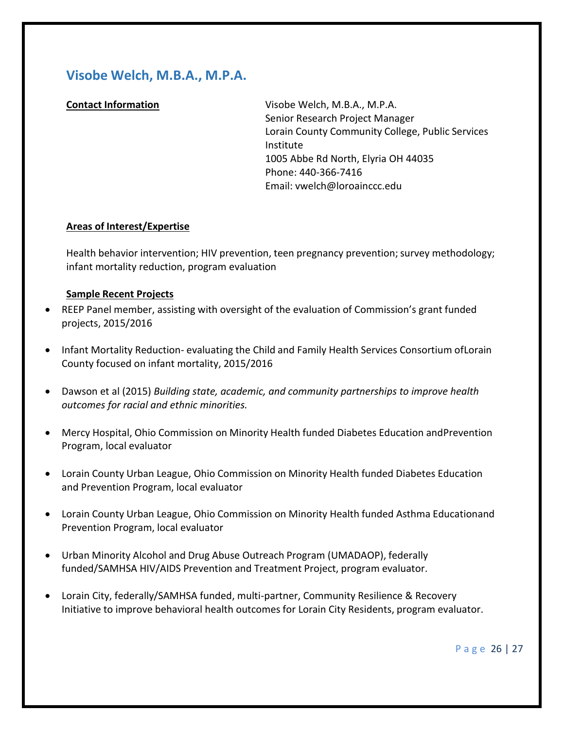## Visobe Welch, M.B.A., M.P.A.

**Contact Information**

Visobe Welch, M.B.A., M.P.A.
Senior Research Project Manager
Lorain County Community College, Public Services Institute
1005 Abbe Rd North, Elyria OH 44035
Phone: 440-366-7416
Email: vwelch@loroainccc.edu

**Areas of Interest/Expertise**

Health behavior intervention; HIV prevention, teen pregnancy prevention; survey methodology; infant mortality reduction, program evaluation

**Sample Recent Projects**

- REEP Panel member, assisting with oversight of the evaluation of Commission's grant funded projects, 2015/2016
- Infant Mortality Reduction- evaluating the Child and Family Health Services Consortium ofLorain County focused on infant mortality, 2015/2016
- Dawson et al (2015) *Building state, academic, and community partnerships to improve health outcomes for racial and ethnic minorities.*
- Mercy Hospital, Ohio Commission on Minority Health funded Diabetes Education andPrevention Program, local evaluator
- Lorain County Urban League, Ohio Commission on Minority Health funded Diabetes Education and Prevention Program, local evaluator
- Lorain County Urban League, Ohio Commission on Minority Health funded Asthma Educationand Prevention Program, local evaluator
- Urban Minority Alcohol and Drug Abuse Outreach Program (UMADAOP), federally funded/SAMHSA HIV/AIDS Prevention and Treatment Project, program evaluator.
- Lorain City, federally/SAMHSA funded, multi-partner, Community Resilience & Recovery Initiative to improve behavioral health outcomes for Lorain City Residents, program evaluator.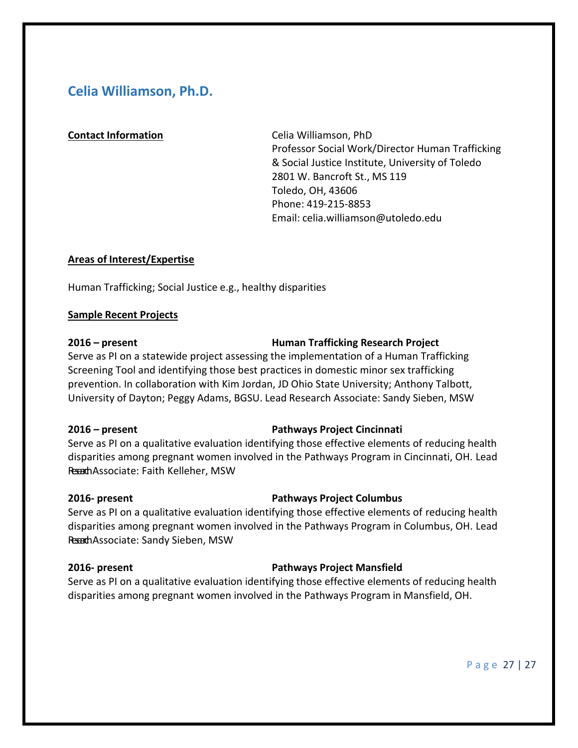## Celia Williamson, Ph.D.

**Contact Information**

Celia Williamson, PhD
Professor Social Work/Director Human Trafficking & Social Justice Institute, University of Toledo
2801 W. Bancroft St., MS 119
Toledo, OH, 43606
Phone: 419-215-8853
Email: celia.williamson@utoledo.edu

**Areas of Interest/Expertise**

Human Trafficking; Social Justice e.g., healthy disparities

**Sample Recent Projects**

**2016 – present** **Human Trafficking Research Project**

Serve as PI on a statewide project assessing the implementation of a Human Trafficking Screening Tool and identifying those best practices in domestic minor sex trafficking prevention. In collaboration with Kim Jordan, JD Ohio State University; Anthony Talbott, University of Dayton; Peggy Adams, BGSU. Lead Research Associate: Sandy Sieben, MSW

**2016 – present** **Pathways Project Cincinnati**

Serve as PI on a qualitative evaluation identifying those effective elements of reducing health disparities among pregnant women involved in the Pathways Program in Cincinnati, OH. Lead Research Associate: Faith Kelleher, MSW

**2016- present** **Pathways Project Columbus**

Serve as PI on a qualitative evaluation identifying those effective elements of reducing health disparities among pregnant women involved in the Pathways Program in Columbus, OH. Lead Research Associate: Sandy Sieben, MSW

**2016- present** **Pathways Project Mansfield**

Serve as PI on a qualitative evaluation identifying those effective elements of reducing health disparities among pregnant women involved in the Pathways Program in Mansfield, OH.